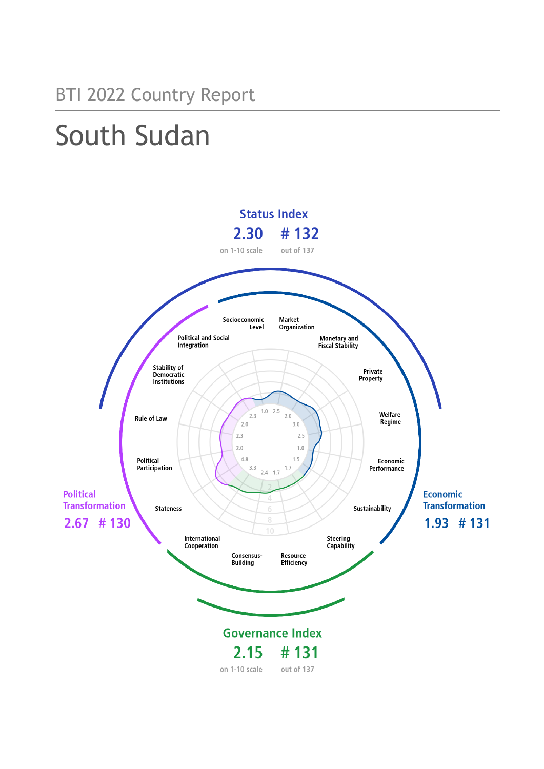BTI 2022 Country Report

# South Sudan

## Status Index

**2.30** on 1-10 scale

**# 132** out of 137

## Political Transformation

**2.67** **# 130**

## Economic Transformation

**1.93** **# 131**

## Governance Index

**2.15** on 1-10 scale

**# 131** out of 137

| Criterion | Score |
|---|---|
| Stateness | 3.3 |
| Political Participation | 4.8 |
| Rule of Law | 2.0 |
| Stability of Democratic Institutions | 2.3 |
| Political and Social Integration | 2.0 |
| Socioeconomic Level | 1.0 |
| Market Organization | 2.5 |
| Monetary and Fiscal Stability | 2.0 |
| Private Property | 3.0 |
| Welfare Regime | 2.5 |
| Economic Performance | 1.0 |
| Sustainability | 1.5 |
| Steering Capability | 1.7 |
| Resource Efficiency | 1.7 |
| Consensus-Building | 2.4 |
| International Cooperation | 2.3 |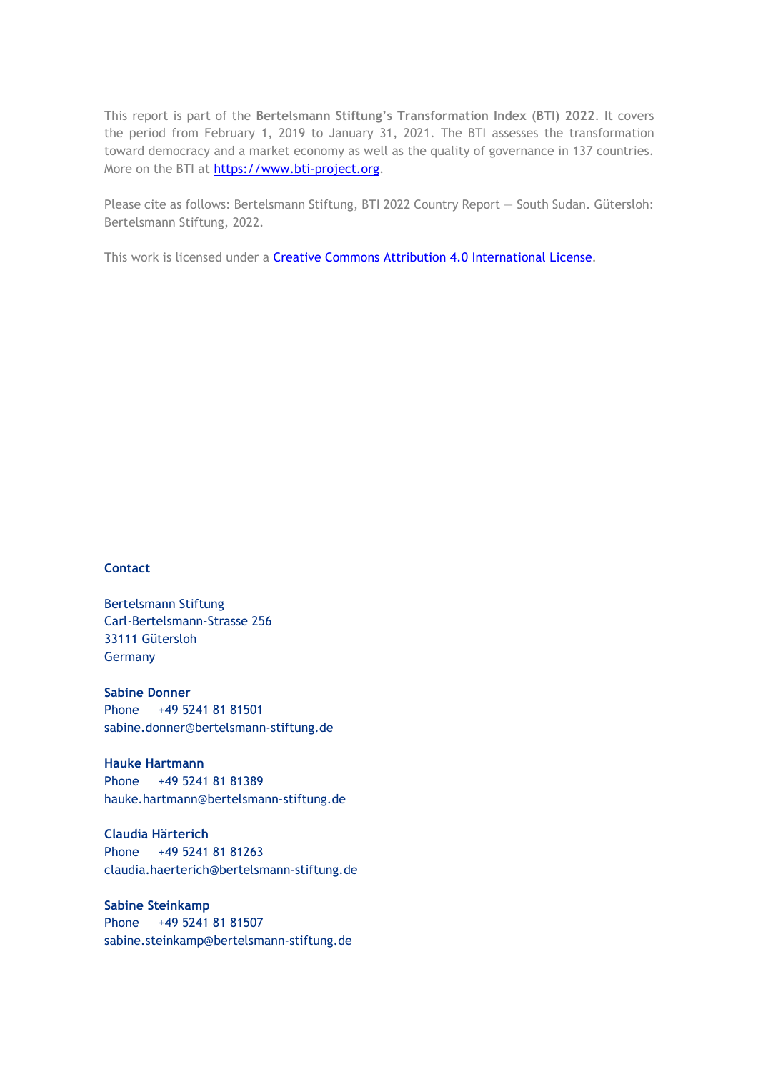This report is part of the **Bertelsmann Stiftung's Transformation Index (BTI) 2022**. It covers the period from February 1, 2019 to January 31, 2021. The BTI assesses the transformation toward democracy and a market economy as well as the quality of governance in 137 countries. More on the BTI at [https://www.bti-project.org](https://www.bti-project.org).

Please cite as follows: Bertelsmann Stiftung, BTI 2022 Country Report — South Sudan. Gütersloh: Bertelsmann Stiftung, 2022.

This work is licensed under a [Creative Commons Attribution 4.0 International License](https://creativecommons.org/licenses/by/4.0/).

**Contact**

Bertelsmann Stiftung
Carl-Bertelsmann-Strasse 256
33111 Gütersloh
Germany

**Sabine Donner**
Phone +49 5241 81 81501
sabine.donner@bertelsmann-stiftung.de

**Hauke Hartmann**
Phone +49 5241 81 81389
hauke.hartmann@bertelsmann-stiftung.de

**Claudia Härterich**
Phone +49 5241 81 81263
claudia.haerterich@bertelsmann-stiftung.de

**Sabine Steinkamp**
Phone +49 5241 81 81507
sabine.steinkamp@bertelsmann-stiftung.de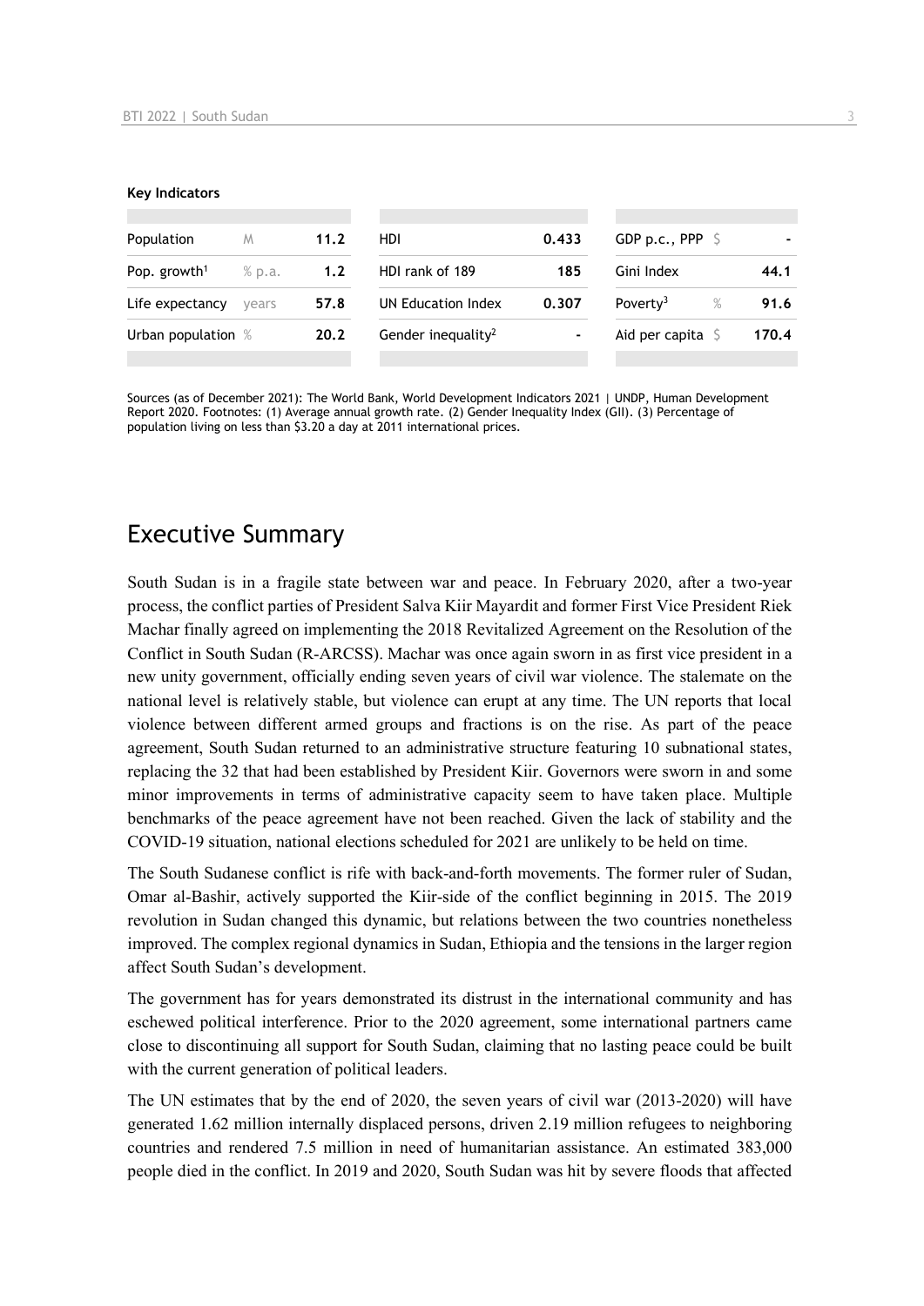**Key Indicators**

| | | | | | | | |
|---|---|---|---|---|---|---|---|
| Population | M | 11.2 | HDI | 0.433 | GDP p.c., PPP | $ | - |
| Pop. growth[1] | % p.a. | 1.2 | HDI rank of 189 | 185 | Gini Index | | 44.1 |
| Life expectancy | years | 57.8 | UN Education Index | 0.307 | Poverty[3] | % | 91.6 |
| Urban population | % | 20.2 | Gender inequality[2] | - | Aid per capita | $ | 170.4 |

Sources (as of December 2021): The World Bank, World Development Indicators 2021 | UNDP, Human Development Report 2020. Footnotes: (1) Average annual growth rate. (2) Gender Inequality Index (GII). (3) Percentage of population living on less than $3.20 a day at 2011 international prices.

## Executive Summary

South Sudan is in a fragile state between war and peace. In February 2020, after a two-year process, the conflict parties of President Salva Kiir Mayardit and former First Vice President Riek Machar finally agreed on implementing the 2018 Revitalized Agreement on the Resolution of the Conflict in South Sudan (R-ARCSS). Machar was once again sworn in as first vice president in a new unity government, officially ending seven years of civil war violence. The stalemate on the national level is relatively stable, but violence can erupt at any time. The UN reports that local violence between different armed groups and fractions is on the rise. As part of the peace agreement, South Sudan returned to an administrative structure featuring 10 subnational states, replacing the 32 that had been established by President Kiir. Governors were sworn in and some minor improvements in terms of administrative capacity seem to have taken place. Multiple benchmarks of the peace agreement have not been reached. Given the lack of stability and the COVID-19 situation, national elections scheduled for 2021 are unlikely to be held on time.

The South Sudanese conflict is rife with back-and-forth movements. The former ruler of Sudan, Omar al-Bashir, actively supported the Kiir-side of the conflict beginning in 2015. The 2019 revolution in Sudan changed this dynamic, but relations between the two countries nonetheless improved. The complex regional dynamics in Sudan, Ethiopia and the tensions in the larger region affect South Sudan's development.

The government has for years demonstrated its distrust in the international community and has eschewed political interference. Prior to the 2020 agreement, some international partners came close to discontinuing all support for South Sudan, claiming that no lasting peace could be built with the current generation of political leaders.

The UN estimates that by the end of 2020, the seven years of civil war (2013-2020) will have generated 1.62 million internally displaced persons, driven 2.19 million refugees to neighboring countries and rendered 7.5 million in need of humanitarian assistance. An estimated 383,000 people died in the conflict. In 2019 and 2020, South Sudan was hit by severe floods that affected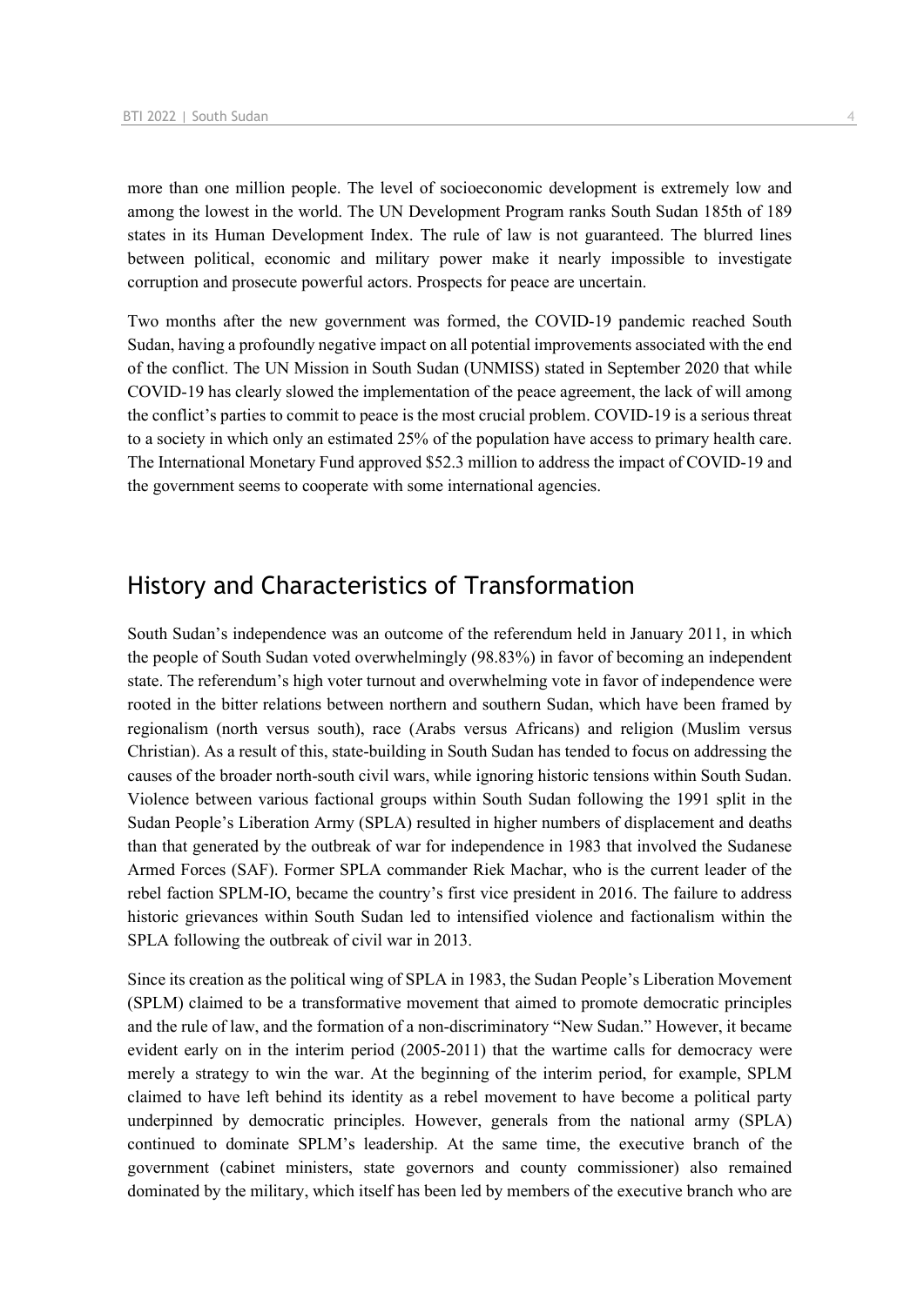more than one million people. The level of socioeconomic development is extremely low and among the lowest in the world. The UN Development Program ranks South Sudan 185th of 189 states in its Human Development Index. The rule of law is not guaranteed. The blurred lines between political, economic and military power make it nearly impossible to investigate corruption and prosecute powerful actors. Prospects for peace are uncertain.

Two months after the new government was formed, the COVID-19 pandemic reached South Sudan, having a profoundly negative impact on all potential improvements associated with the end of the conflict. The UN Mission in South Sudan (UNMISS) stated in September 2020 that while COVID-19 has clearly slowed the implementation of the peace agreement, the lack of will among the conflict's parties to commit to peace is the most crucial problem. COVID-19 is a serious threat to a society in which only an estimated 25% of the population have access to primary health care. The International Monetary Fund approved $52.3 million to address the impact of COVID-19 and the government seems to cooperate with some international agencies.

## History and Characteristics of Transformation

South Sudan's independence was an outcome of the referendum held in January 2011, in which the people of South Sudan voted overwhelmingly (98.83%) in favor of becoming an independent state. The referendum's high voter turnout and overwhelming vote in favor of independence were rooted in the bitter relations between northern and southern Sudan, which have been framed by regionalism (north versus south), race (Arabs versus Africans) and religion (Muslim versus Christian). As a result of this, state-building in South Sudan has tended to focus on addressing the causes of the broader north-south civil wars, while ignoring historic tensions within South Sudan. Violence between various factional groups within South Sudan following the 1991 split in the Sudan People's Liberation Army (SPLA) resulted in higher numbers of displacement and deaths than that generated by the outbreak of war for independence in 1983 that involved the Sudanese Armed Forces (SAF). Former SPLA commander Riek Machar, who is the current leader of the rebel faction SPLM-IO, became the country's first vice president in 2016. The failure to address historic grievances within South Sudan led to intensified violence and factionalism within the SPLA following the outbreak of civil war in 2013.

Since its creation as the political wing of SPLA in 1983, the Sudan People's Liberation Movement (SPLM) claimed to be a transformative movement that aimed to promote democratic principles and the rule of law, and the formation of a non-discriminatory "New Sudan." However, it became evident early on in the interim period (2005-2011) that the wartime calls for democracy were merely a strategy to win the war. At the beginning of the interim period, for example, SPLM claimed to have left behind its identity as a rebel movement to have become a political party underpinned by democratic principles. However, generals from the national army (SPLA) continued to dominate SPLM's leadership. At the same time, the executive branch of the government (cabinet ministers, state governors and county commissioner) also remained dominated by the military, which itself has been led by members of the executive branch who are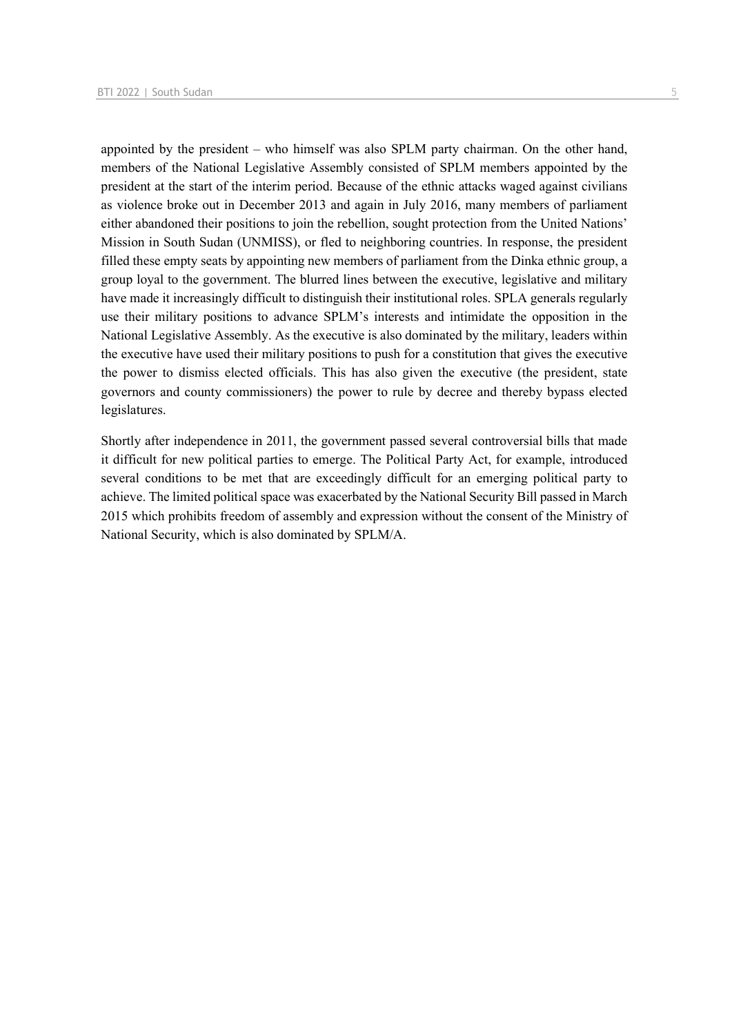appointed by the president – who himself was also SPLM party chairman. On the other hand, members of the National Legislative Assembly consisted of SPLM members appointed by the president at the start of the interim period. Because of the ethnic attacks waged against civilians as violence broke out in December 2013 and again in July 2016, many members of parliament either abandoned their positions to join the rebellion, sought protection from the United Nations' Mission in South Sudan (UNMISS), or fled to neighboring countries. In response, the president filled these empty seats by appointing new members of parliament from the Dinka ethnic group, a group loyal to the government. The blurred lines between the executive, legislative and military have made it increasingly difficult to distinguish their institutional roles. SPLA generals regularly use their military positions to advance SPLM's interests and intimidate the opposition in the National Legislative Assembly. As the executive is also dominated by the military, leaders within the executive have used their military positions to push for a constitution that gives the executive the power to dismiss elected officials. This has also given the executive (the president, state governors and county commissioners) the power to rule by decree and thereby bypass elected legislatures.

Shortly after independence in 2011, the government passed several controversial bills that made it difficult for new political parties to emerge. The Political Party Act, for example, introduced several conditions to be met that are exceedingly difficult for an emerging political party to achieve. The limited political space was exacerbated by the National Security Bill passed in March 2015 which prohibits freedom of assembly and expression without the consent of the Ministry of National Security, which is also dominated by SPLM/A.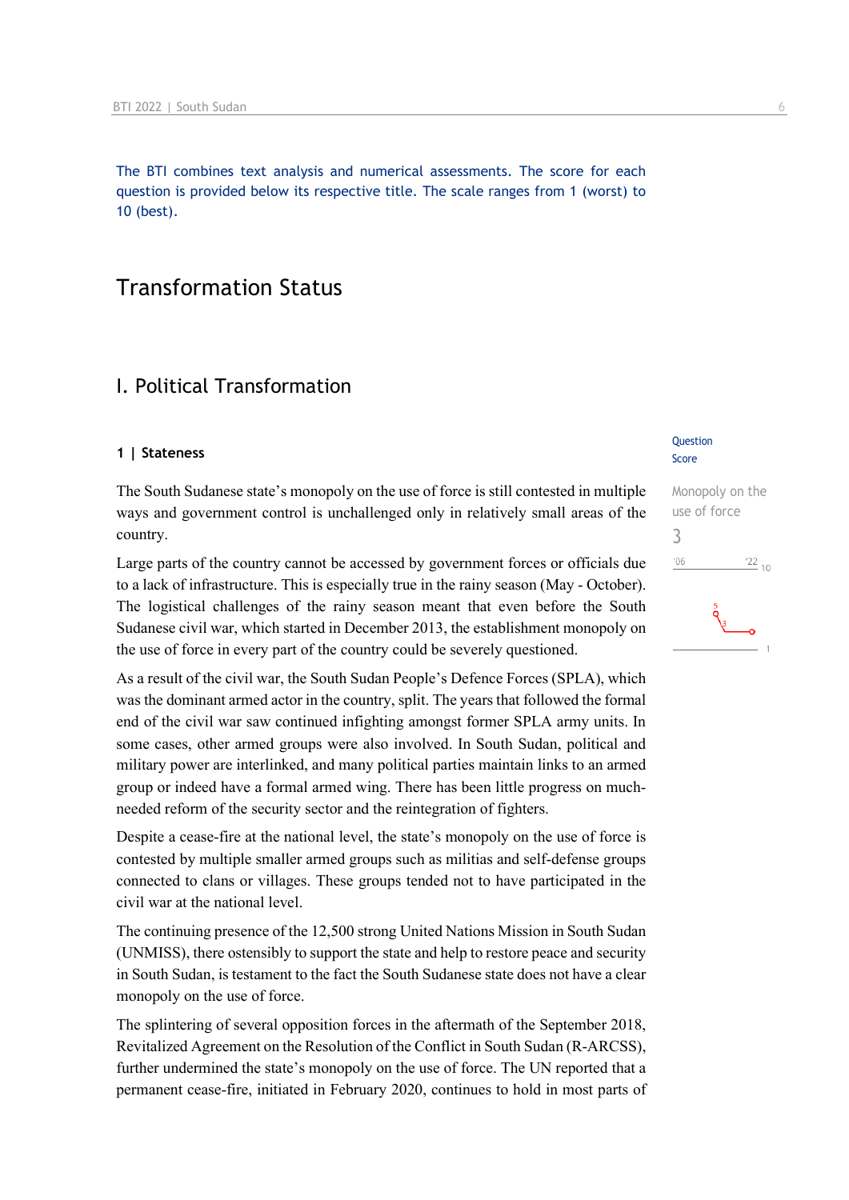The BTI combines text analysis and numerical assessments. The score for each question is provided below its respective title. The scale ranges from 1 (worst) to 10 (best).

# Transformation Status

## I. Political Transformation

### 1 | Stateness

Question Score

Monopoly on the use of force

3

The South Sudanese state's monopoly on the use of force is still contested in multiple ways and government control is unchallenged only in relatively small areas of the country.

Large parts of the country cannot be accessed by government forces or officials due to a lack of infrastructure. This is especially true in the rainy season (May - October). The logistical challenges of the rainy season meant that even before the South Sudanese civil war, which started in December 2013, the establishment monopoly on the use of force in every part of the country could be severely questioned.

As a result of the civil war, the South Sudan People's Defence Forces (SPLA), which was the dominant armed actor in the country, split. The years that followed the formal end of the civil war saw continued infighting amongst former SPLA army units. In some cases, other armed groups were also involved. In South Sudan, political and military power are interlinked, and many political parties maintain links to an armed group or indeed have a formal armed wing. There has been little progress on much-needed reform of the security sector and the reintegration of fighters.

Despite a cease-fire at the national level, the state's monopoly on the use of force is contested by multiple smaller armed groups such as militias and self-defense groups connected to clans or villages. These groups tended not to have participated in the civil war at the national level.

The continuing presence of the 12,500 strong United Nations Mission in South Sudan (UNMISS), there ostensibly to support the state and help to restore peace and security in South Sudan, is testament to the fact the South Sudanese state does not have a clear monopoly on the use of force.

The splintering of several opposition forces in the aftermath of the September 2018, Revitalized Agreement on the Resolution of the Conflict in South Sudan (R-ARCSS), further undermined the state's monopoly on the use of force. The UN reported that a permanent cease-fire, initiated in February 2020, continues to hold in most parts of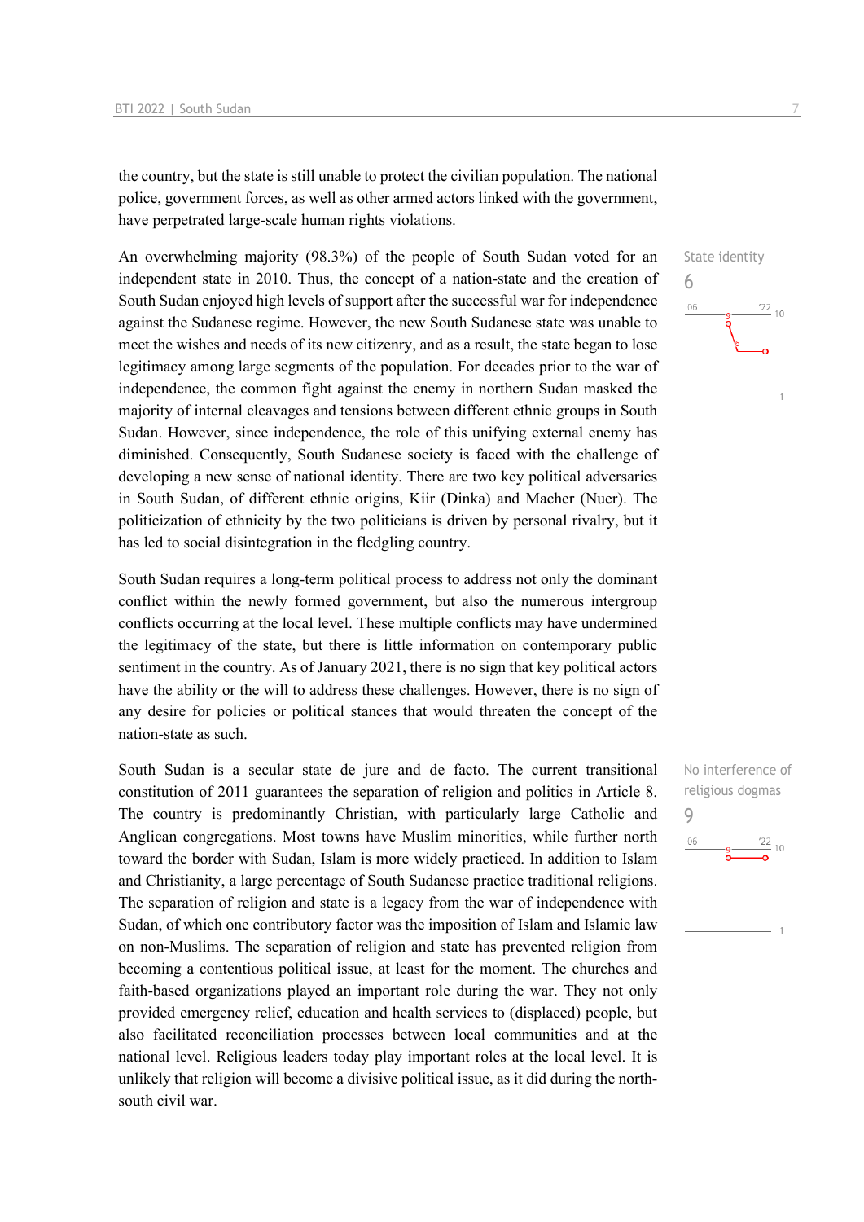the country, but the state is still unable to protect the civilian population. The national police, government forces, as well as other armed actors linked with the government, have perpetrated large-scale human rights violations.

State identity
6

An overwhelming majority (98.3%) of the people of South Sudan voted for an independent state in 2010. Thus, the concept of a nation-state and the creation of South Sudan enjoyed high levels of support after the successful war for independence against the Sudanese regime. However, the new South Sudanese state was unable to meet the wishes and needs of its new citizenry, and as a result, the state began to lose legitimacy among large segments of the population. For decades prior to the war of independence, the common fight against the enemy in northern Sudan masked the majority of internal cleavages and tensions between different ethnic groups in South Sudan. However, since independence, the role of this unifying external enemy has diminished. Consequently, South Sudanese society is faced with the challenge of developing a new sense of national identity. There are two key political adversaries in South Sudan, of different ethnic origins, Kiir (Dinka) and Macher (Nuer). The politicization of ethnicity by the two politicians is driven by personal rivalry, but it has led to social disintegration in the fledgling country.

South Sudan requires a long-term political process to address not only the dominant conflict within the newly formed government, but also the numerous intergroup conflicts occurring at the local level. These multiple conflicts may have undermined the legitimacy of the state, but there is little information on contemporary public sentiment in the country. As of January 2021, there is no sign that key political actors have the ability or the will to address these challenges. However, there is no sign of any desire for policies or political stances that would threaten the concept of the nation-state as such.

No interference of religious dogmas
9

South Sudan is a secular state de jure and de facto. The current transitional constitution of 2011 guarantees the separation of religion and politics in Article 8. The country is predominantly Christian, with particularly large Catholic and Anglican congregations. Most towns have Muslim minorities, while further north toward the border with Sudan, Islam is more widely practiced. In addition to Islam and Christianity, a large percentage of South Sudanese practice traditional religions. The separation of religion and state is a legacy from the war of independence with Sudan, of which one contributory factor was the imposition of Islam and Islamic law on non-Muslims. The separation of religion and state has prevented religion from becoming a contentious political issue, at least for the moment. The churches and faith-based organizations played an important role during the war. They not only provided emergency relief, education and health services to (displaced) people, but also facilitated reconciliation processes between local communities and at the national level. Religious leaders today play important roles at the local level. It is unlikely that religion will become a divisive political issue, as it did during the north-south civil war.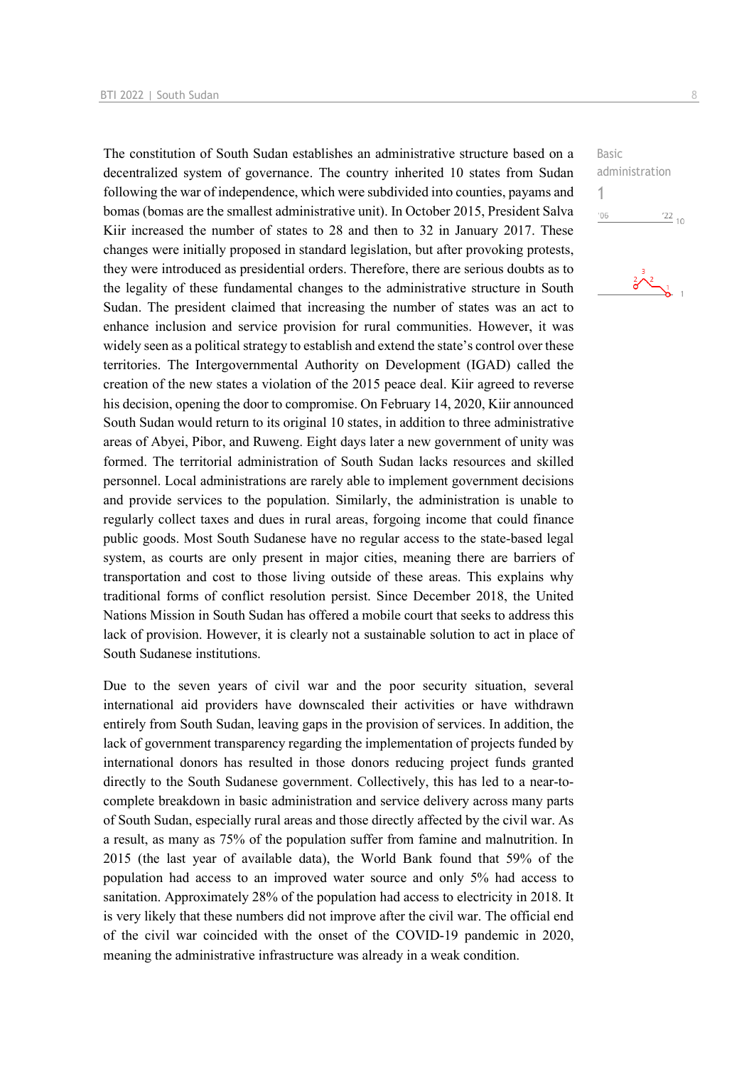Basic administration

1

The constitution of South Sudan establishes an administrative structure based on a decentralized system of governance. The country inherited 10 states from Sudan following the war of independence, which were subdivided into counties, payams and bomas (bomas are the smallest administrative unit). In October 2015, President Salva Kiir increased the number of states to 28 and then to 32 in January 2017. These changes were initially proposed in standard legislation, but after provoking protests, they were introduced as presidential orders. Therefore, there are serious doubts as to the legality of these fundamental changes to the administrative structure in South Sudan. The president claimed that increasing the number of states was an act to enhance inclusion and service provision for rural communities. However, it was widely seen as a political strategy to establish and extend the state's control over these territories. The Intergovernmental Authority on Development (IGAD) called the creation of the new states a violation of the 2015 peace deal. Kiir agreed to reverse his decision, opening the door to compromise. On February 14, 2020, Kiir announced South Sudan would return to its original 10 states, in addition to three administrative areas of Abyei, Pibor, and Ruweng. Eight days later a new government of unity was formed. The territorial administration of South Sudan lacks resources and skilled personnel. Local administrations are rarely able to implement government decisions and provide services to the population. Similarly, the administration is unable to regularly collect taxes and dues in rural areas, forgoing income that could finance public goods. Most South Sudanese have no regular access to the state-based legal system, as courts are only present in major cities, meaning there are barriers of transportation and cost to those living outside of these areas. This explains why traditional forms of conflict resolution persist. Since December 2018, the United Nations Mission in South Sudan has offered a mobile court that seeks to address this lack of provision. However, it is clearly not a sustainable solution to act in place of South Sudanese institutions.

Due to the seven years of civil war and the poor security situation, several international aid providers have downscaled their activities or have withdrawn entirely from South Sudan, leaving gaps in the provision of services. In addition, the lack of government transparency regarding the implementation of projects funded by international donors has resulted in those donors reducing project funds granted directly to the South Sudanese government. Collectively, this has led to a near-to-complete breakdown in basic administration and service delivery across many parts of South Sudan, especially rural areas and those directly affected by the civil war. As a result, as many as 75% of the population suffer from famine and malnutrition. In 2015 (the last year of available data), the World Bank found that 59% of the population had access to an improved water source and only 5% had access to sanitation. Approximately 28% of the population had access to electricity in 2018. It is very likely that these numbers did not improve after the civil war. The official end of the civil war coincided with the onset of the COVID-19 pandemic in 2020, meaning the administrative infrastructure was already in a weak condition.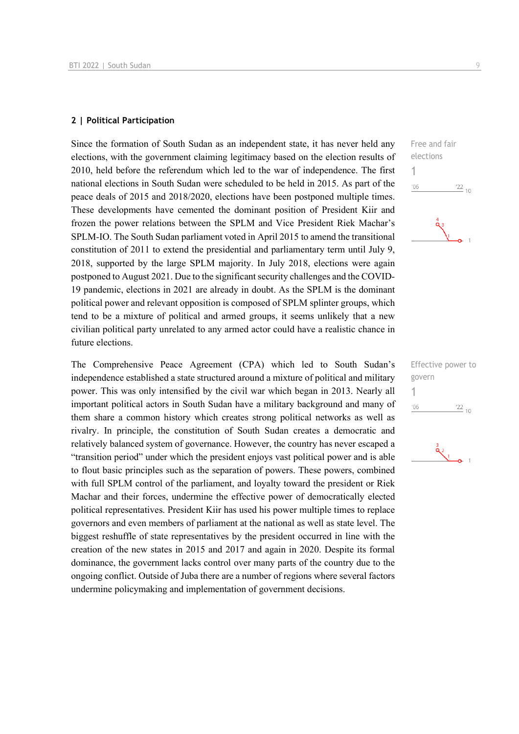## 2 | Political Participation

Since the formation of South Sudan as an independent state, it has never held any elections, with the government claiming legitimacy based on the election results of 2010, held before the referendum which led to the war of independence. The first national elections in South Sudan were scheduled to be held in 2015. As part of the peace deals of 2015 and 2018/2020, elections have been postponed multiple times. These developments have cemented the dominant position of President Kiir and frozen the power relations between the SPLM and Vice President Riek Machar's SPLM-IO. The South Sudan parliament voted in April 2015 to amend the transitional constitution of 2011 to extend the presidential and parliamentary term until July 9, 2018, supported by the large SPLM majority. In July 2018, elections were again postponed to August 2021. Due to the significant security challenges and the COVID-19 pandemic, elections in 2021 are already in doubt. As the SPLM is the dominant political power and relevant opposition is composed of SPLM splinter groups, which tend to be a mixture of political and armed groups, it seems unlikely that a new civilian political party unrelated to any armed actor could have a realistic chance in future elections.

Free and fair elections
1

The Comprehensive Peace Agreement (CPA) which led to South Sudan's independence established a state structured around a mixture of political and military power. This was only intensified by the civil war which began in 2013. Nearly all important political actors in South Sudan have a military background and many of them share a common history which creates strong political networks as well as rivalry. In principle, the constitution of South Sudan creates a democratic and relatively balanced system of governance. However, the country has never escaped a "transition period" under which the president enjoys vast political power and is able to flout basic principles such as the separation of powers. These powers, combined with full SPLM control of the parliament, and loyalty toward the president or Riek Machar and their forces, undermine the effective power of democratically elected political representatives. President Kiir has used his power multiple times to replace governors and even members of parliament at the national as well as state level. The biggest reshuffle of state representatives by the president occurred in line with the creation of the new states in 2015 and 2017 and again in 2020. Despite its formal dominance, the government lacks control over many parts of the country due to the ongoing conflict. Outside of Juba there are a number of regions where several factors undermine policymaking and implementation of government decisions.

Effective power to govern
1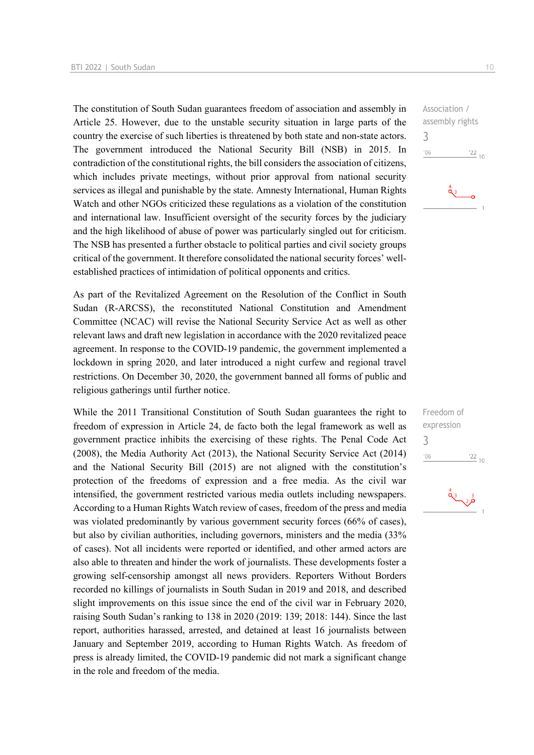Association / assembly rights
3

The constitution of South Sudan guarantees freedom of association and assembly in Article 25. However, due to the unstable security situation in large parts of the country the exercise of such liberties is threatened by both state and non-state actors. The government introduced the National Security Bill (NSB) in 2015. In contradiction of the constitutional rights, the bill considers the association of citizens, which includes private meetings, without prior approval from national security services as illegal and punishable by the state. Amnesty International, Human Rights Watch and other NGOs criticized these regulations as a violation of the constitution and international law. Insufficient oversight of the security forces by the judiciary and the high likelihood of abuse of power was particularly singled out for criticism. The NSB has presented a further obstacle to political parties and civil society groups critical of the government. It therefore consolidated the national security forces' well-established practices of intimidation of political opponents and critics.

As part of the Revitalized Agreement on the Resolution of the Conflict in South Sudan (R-ARCSS), the reconstituted National Constitution and Amendment Committee (NCAC) will revise the National Security Service Act as well as other relevant laws and draft new legislation in accordance with the 2020 revitalized peace agreement. In response to the COVID-19 pandemic, the government implemented a lockdown in spring 2020, and later introduced a night curfew and regional travel restrictions. On December 30, 2020, the government banned all forms of public and religious gatherings until further notice.

Freedom of expression
3

While the 2011 Transitional Constitution of South Sudan guarantees the right to freedom of expression in Article 24, de facto both the legal framework as well as government practice inhibits the exercising of these rights. The Penal Code Act (2008), the Media Authority Act (2013), the National Security Service Act (2014) and the National Security Bill (2015) are not aligned with the constitution's protection of the freedoms of expression and a free media. As the civil war intensified, the government restricted various media outlets including newspapers. According to a Human Rights Watch review of cases, freedom of the press and media was violated predominantly by various government security forces (66% of cases), but also by civilian authorities, including governors, ministers and the media (33% of cases). Not all incidents were reported or identified, and other armed actors are also able to threaten and hinder the work of journalists. These developments foster a growing self-censorship amongst all news providers. Reporters Without Borders recorded no killings of journalists in South Sudan in 2019 and 2018, and described slight improvements on this issue since the end of the civil war in February 2020, raising South Sudan's ranking to 138 in 2020 (2019: 139; 2018: 144). Since the last report, authorities harassed, arrested, and detained at least 16 journalists between January and September 2019, according to Human Rights Watch. As freedom of press is already limited, the COVID-19 pandemic did not mark a significant change in the role and freedom of the media.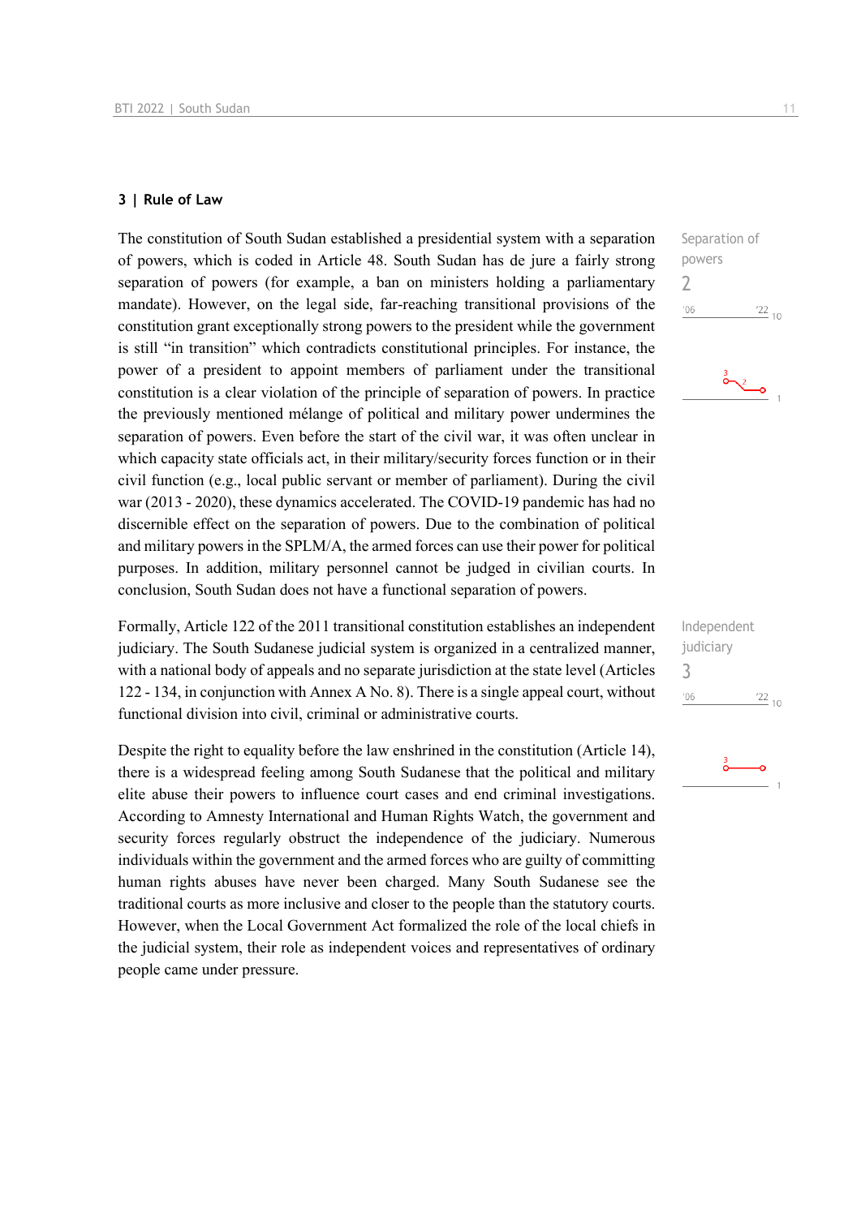### 3 | Rule of Law

The constitution of South Sudan established a presidential system with a separation of powers, which is coded in Article 48. South Sudan has de jure a fairly strong separation of powers (for example, a ban on ministers holding a parliamentary mandate). However, on the legal side, far-reaching transitional provisions of the constitution grant exceptionally strong powers to the president while the government is still "in transition" which contradicts constitutional principles. For instance, the power of a president to appoint members of parliament under the transitional constitution is a clear violation of the principle of separation of powers. In practice the previously mentioned mélange of political and military power undermines the separation of powers. Even before the start of the civil war, it was often unclear in which capacity state officials act, in their military/security forces function or in their civil function (e.g., local public servant or member of parliament). During the civil war (2013 - 2020), these dynamics accelerated. The COVID-19 pandemic has had no discernible effect on the separation of powers. Due to the combination of political and military powers in the SPLM/A, the armed forces can use their power for political purposes. In addition, military personnel cannot be judged in civilian courts. In conclusion, South Sudan does not have a functional separation of powers.

Separation of powers
2

Formally, Article 122 of the 2011 transitional constitution establishes an independent judiciary. The South Sudanese judicial system is organized in a centralized manner, with a national body of appeals and no separate jurisdiction at the state level (Articles 122 - 134, in conjunction with Annex A No. 8). There is a single appeal court, without functional division into civil, criminal or administrative courts.

Independent judiciary
3

Despite the right to equality before the law enshrined in the constitution (Article 14), there is a widespread feeling among South Sudanese that the political and military elite abuse their powers to influence court cases and end criminal investigations. According to Amnesty International and Human Rights Watch, the government and security forces regularly obstruct the independence of the judiciary. Numerous individuals within the government and the armed forces who are guilty of committing human rights abuses have never been charged. Many South Sudanese see the traditional courts as more inclusive and closer to the people than the statutory courts. However, when the Local Government Act formalized the role of the local chiefs in the judicial system, their role as independent voices and representatives of ordinary people came under pressure.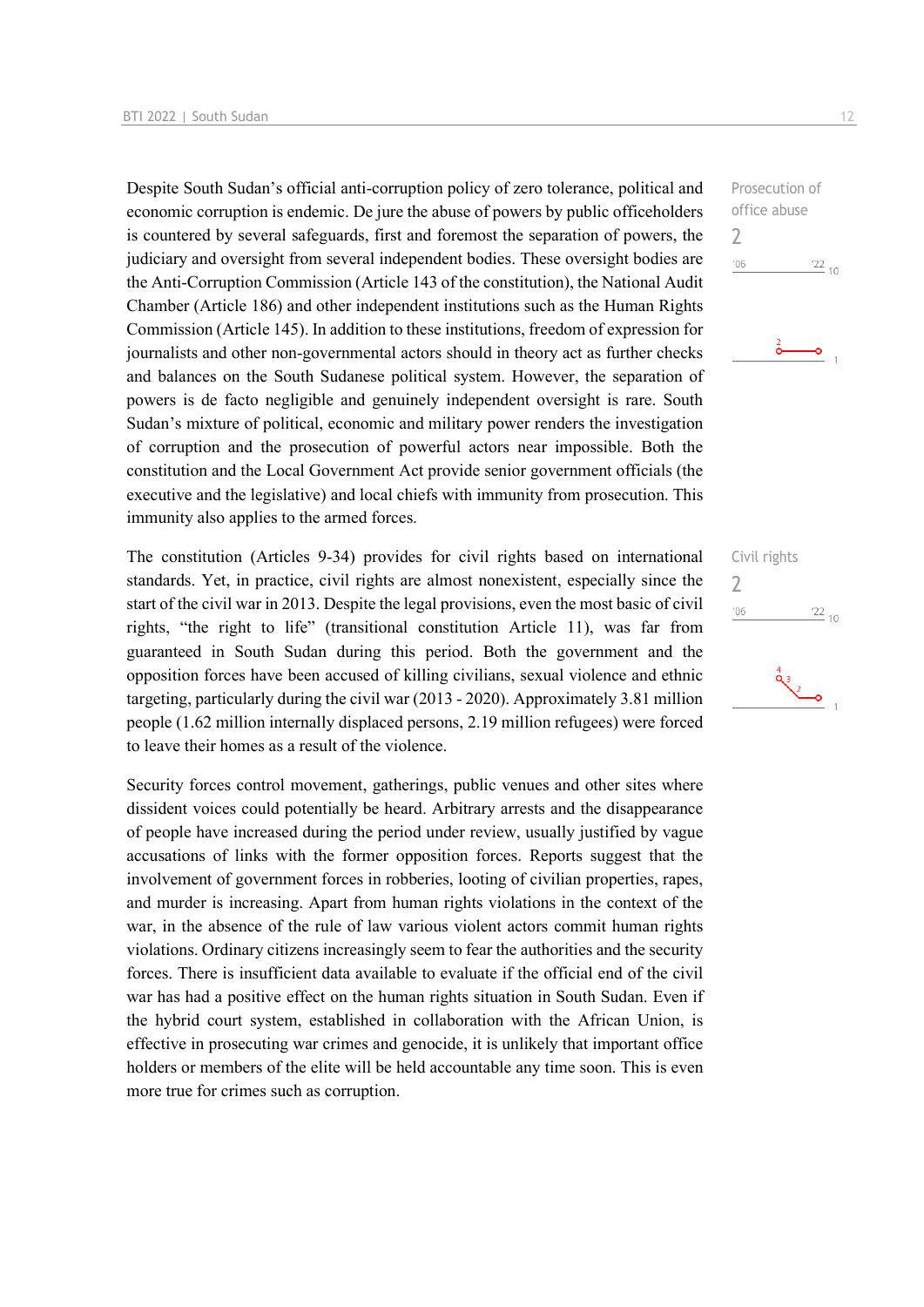Despite South Sudan's official anti-corruption policy of zero tolerance, political and economic corruption is endemic. De jure the abuse of powers by public officeholders is countered by several safeguards, first and foremost the separation of powers, the judiciary and oversight from several independent bodies. These oversight bodies are the Anti-Corruption Commission (Article 143 of the constitution), the National Audit Chamber (Article 186) and other independent institutions such as the Human Rights Commission (Article 145). In addition to these institutions, freedom of expression for journalists and other non-governmental actors should in theory act as further checks and balances on the South Sudanese political system. However, the separation of powers is de facto negligible and genuinely independent oversight is rare. South Sudan's mixture of political, economic and military power renders the investigation of corruption and the prosecution of powerful actors near impossible. Both the constitution and the Local Government Act provide senior government officials (the executive and the legislative) and local chiefs with immunity from prosecution. This immunity also applies to the armed forces.

Prosecution of office abuse
2

The constitution (Articles 9-34) provides for civil rights based on international standards. Yet, in practice, civil rights are almost nonexistent, especially since the start of the civil war in 2013. Despite the legal provisions, even the most basic of civil rights, "the right to life" (transitional constitution Article 11), was far from guaranteed in South Sudan during this period. Both the government and the opposition forces have been accused of killing civilians, sexual violence and ethnic targeting, particularly during the civil war (2013 - 2020). Approximately 3.81 million people (1.62 million internally displaced persons, 2.19 million refugees) were forced to leave their homes as a result of the violence.

Civil rights
2

Security forces control movement, gatherings, public venues and other sites where dissident voices could potentially be heard. Arbitrary arrests and the disappearance of people have increased during the period under review, usually justified by vague accusations of links with the former opposition forces. Reports suggest that the involvement of government forces in robberies, looting of civilian properties, rapes, and murder is increasing. Apart from human rights violations in the context of the war, in the absence of the rule of law various violent actors commit human rights violations. Ordinary citizens increasingly seem to fear the authorities and the security forces. There is insufficient data available to evaluate if the official end of the civil war has had a positive effect on the human rights situation in South Sudan. Even if the hybrid court system, established in collaboration with the African Union, is effective in prosecuting war crimes and genocide, it is unlikely that important office holders or members of the elite will be held accountable any time soon. This is even more true for crimes such as corruption.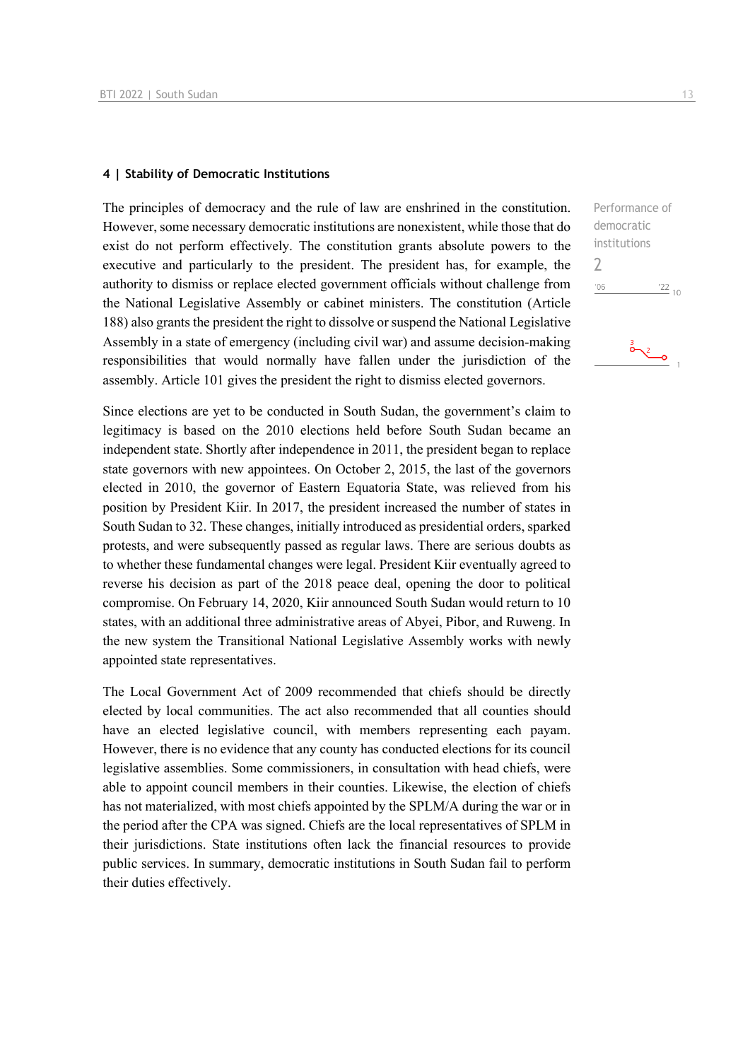#### 4 | Stability of Democratic Institutions

The principles of democracy and the rule of law are enshrined in the constitution. However, some necessary democratic institutions are nonexistent, while those that do exist do not perform effectively. The constitution grants absolute powers to the executive and particularly to the president. The president has, for example, the authority to dismiss or replace elected government officials without challenge from the National Legislative Assembly or cabinet ministers. The constitution (Article 188) also grants the president the right to dissolve or suspend the National Legislative Assembly in a state of emergency (including civil war) and assume decision-making responsibilities that would normally have fallen under the jurisdiction of the assembly. Article 101 gives the president the right to dismiss elected governors.

Performance of democratic institutions

2

Since elections are yet to be conducted in South Sudan, the government's claim to legitimacy is based on the 2010 elections held before South Sudan became an independent state. Shortly after independence in 2011, the president began to replace state governors with new appointees. On October 2, 2015, the last of the governors elected in 2010, the governor of Eastern Equatoria State, was relieved from his position by President Kiir. In 2017, the president increased the number of states in South Sudan to 32. These changes, initially introduced as presidential orders, sparked protests, and were subsequently passed as regular laws. There are serious doubts as to whether these fundamental changes were legal. President Kiir eventually agreed to reverse his decision as part of the 2018 peace deal, opening the door to political compromise. On February 14, 2020, Kiir announced South Sudan would return to 10 states, with an additional three administrative areas of Abyei, Pibor, and Ruweng. In the new system the Transitional National Legislative Assembly works with newly appointed state representatives.

The Local Government Act of 2009 recommended that chiefs should be directly elected by local communities. The act also recommended that all counties should have an elected legislative council, with members representing each payam. However, there is no evidence that any county has conducted elections for its council legislative assemblies. Some commissioners, in consultation with head chiefs, were able to appoint council members in their counties. Likewise, the election of chiefs has not materialized, with most chiefs appointed by the SPLM/A during the war or in the period after the CPA was signed. Chiefs are the local representatives of SPLM in their jurisdictions. State institutions often lack the financial resources to provide public services. In summary, democratic institutions in South Sudan fail to perform their duties effectively.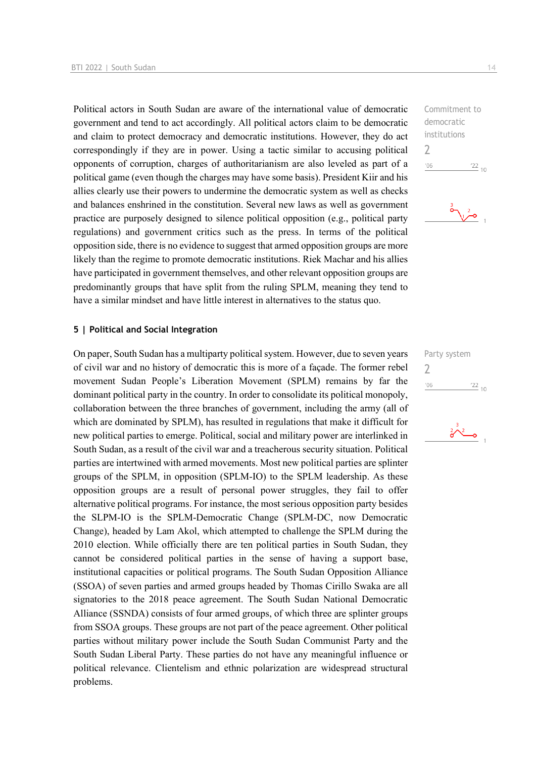Political actors in South Sudan are aware of the international value of democratic government and tend to act accordingly. All political actors claim to be democratic and claim to protect democracy and democratic institutions. However, they do act correspondingly if they are in power. Using a tactic similar to accusing political opponents of corruption, charges of authoritarianism are also leveled as part of a political game (even though the charges may have some basis). President Kiir and his allies clearly use their powers to undermine the democratic system as well as checks and balances enshrined in the constitution. Several new laws as well as government practice are purposely designed to silence political opposition (e.g., political party regulations) and government critics such as the press. In terms of the political opposition side, there is no evidence to suggest that armed opposition groups are more likely than the regime to promote democratic institutions. Riek Machar and his allies have participated in government themselves, and other relevant opposition groups are predominantly groups that have split from the ruling SPLM, meaning they tend to have a similar mindset and have little interest in alternatives to the status quo.

Commitment to democratic institutions
2

## 5 | Political and Social Integration

On paper, South Sudan has a multiparty political system. However, due to seven years of civil war and no history of democratic this is more of a façade. The former rebel movement Sudan People's Liberation Movement (SPLM) remains by far the dominant political party in the country. In order to consolidate its political monopoly, collaboration between the three branches of government, including the army (all of which are dominated by SPLM), has resulted in regulations that make it difficult for new political parties to emerge. Political, social and military power are interlinked in South Sudan, as a result of the civil war and a treacherous security situation. Political parties are intertwined with armed movements. Most new political parties are splinter groups of the SPLM, in opposition (SPLM-IO) to the SPLM leadership. As these opposition groups are a result of personal power struggles, they fail to offer alternative political programs. For instance, the most serious opposition party besides the SLPM-IO is the SPLM-Democratic Change (SPLM-DC, now Democratic Change), headed by Lam Akol, which attempted to challenge the SPLM during the 2010 election. While officially there are ten political parties in South Sudan, they cannot be considered political parties in the sense of having a support base, institutional capacities or political programs. The South Sudan Opposition Alliance (SSOA) of seven parties and armed groups headed by Thomas Cirillo Swaka are all signatories to the 2018 peace agreement. The South Sudan National Democratic Alliance (SSNDA) consists of four armed groups, of which three are splinter groups from SSOA groups. These groups are not part of the peace agreement. Other political parties without military power include the South Sudan Communist Party and the South Sudan Liberal Party. These parties do not have any meaningful influence or political relevance. Clientelism and ethnic polarization are widespread structural problems.

Party system
2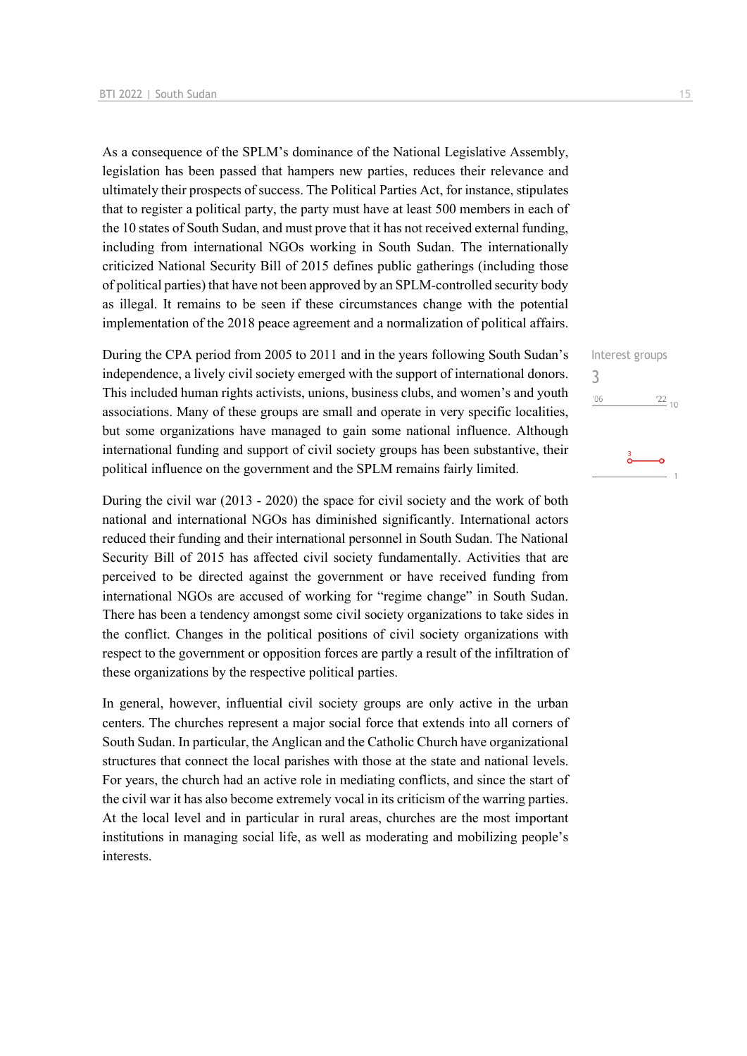As a consequence of the SPLM's dominance of the National Legislative Assembly, legislation has been passed that hampers new parties, reduces their relevance and ultimately their prospects of success. The Political Parties Act, for instance, stipulates that to register a political party, the party must have at least 500 members in each of the 10 states of South Sudan, and must prove that it has not received external funding, including from international NGOs working in South Sudan. The internationally criticized National Security Bill of 2015 defines public gatherings (including those of political parties) that have not been approved by an SPLM-controlled security body as illegal. It remains to be seen if these circumstances change with the potential implementation of the 2018 peace agreement and a normalization of political affairs.

Interest groups
3

During the CPA period from 2005 to 2011 and in the years following South Sudan's independence, a lively civil society emerged with the support of international donors. This included human rights activists, unions, business clubs, and women's and youth associations. Many of these groups are small and operate in very specific localities, but some organizations have managed to gain some national influence. Although international funding and support of civil society groups has been substantive, their political influence on the government and the SPLM remains fairly limited.

During the civil war (2013 - 2020) the space for civil society and the work of both national and international NGOs has diminished significantly. International actors reduced their funding and their international personnel in South Sudan. The National Security Bill of 2015 has affected civil society fundamentally. Activities that are perceived to be directed against the government or have received funding from international NGOs are accused of working for "regime change" in South Sudan. There has been a tendency amongst some civil society organizations to take sides in the conflict. Changes in the political positions of civil society organizations with respect to the government or opposition forces are partly a result of the infiltration of these organizations by the respective political parties.

In general, however, influential civil society groups are only active in the urban centers. The churches represent a major social force that extends into all corners of South Sudan. In particular, the Anglican and the Catholic Church have organizational structures that connect the local parishes with those at the state and national levels. For years, the church had an active role in mediating conflicts, and since the start of the civil war it has also become extremely vocal in its criticism of the warring parties. At the local level and in particular in rural areas, churches are the most important institutions in managing social life, as well as moderating and mobilizing people's interests.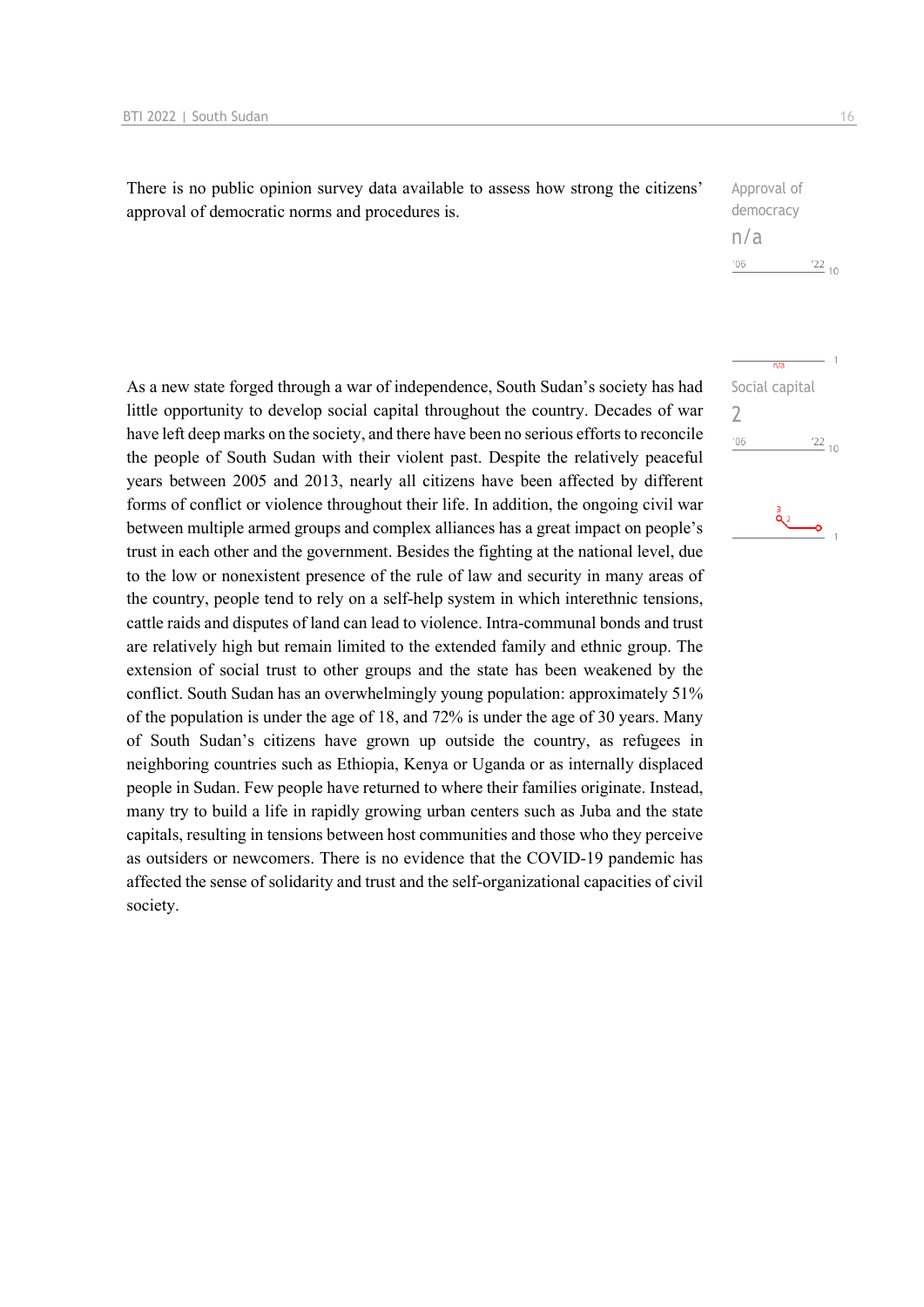There is no public opinion survey data available to assess how strong the citizens' approval of democratic norms and procedures is.

Approval of democracy
n/a

As a new state forged through a war of independence, South Sudan's society has had little opportunity to develop social capital throughout the country. Decades of war have left deep marks on the society, and there have been no serious efforts to reconcile the people of South Sudan with their violent past. Despite the relatively peaceful years between 2005 and 2013, nearly all citizens have been affected by different forms of conflict or violence throughout their life. In addition, the ongoing civil war between multiple armed groups and complex alliances has a great impact on people's trust in each other and the government. Besides the fighting at the national level, due to the low or nonexistent presence of the rule of law and security in many areas of the country, people tend to rely on a self-help system in which interethnic tensions, cattle raids and disputes of land can lead to violence. Intra-communal bonds and trust are relatively high but remain limited to the extended family and ethnic group. The extension of social trust to other groups and the state has been weakened by the conflict. South Sudan has an overwhelmingly young population: approximately 51% of the population is under the age of 18, and 72% is under the age of 30 years. Many of South Sudan's citizens have grown up outside the country, as refugees in neighboring countries such as Ethiopia, Kenya or Uganda or as internally displaced people in Sudan. Few people have returned to where their families originate. Instead, many try to build a life in rapidly growing urban centers such as Juba and the state capitals, resulting in tensions between host communities and those who they perceive as outsiders or newcomers. There is no evidence that the COVID-19 pandemic has affected the sense of solidarity and trust and the self-organizational capacities of civil society.

Social capital
2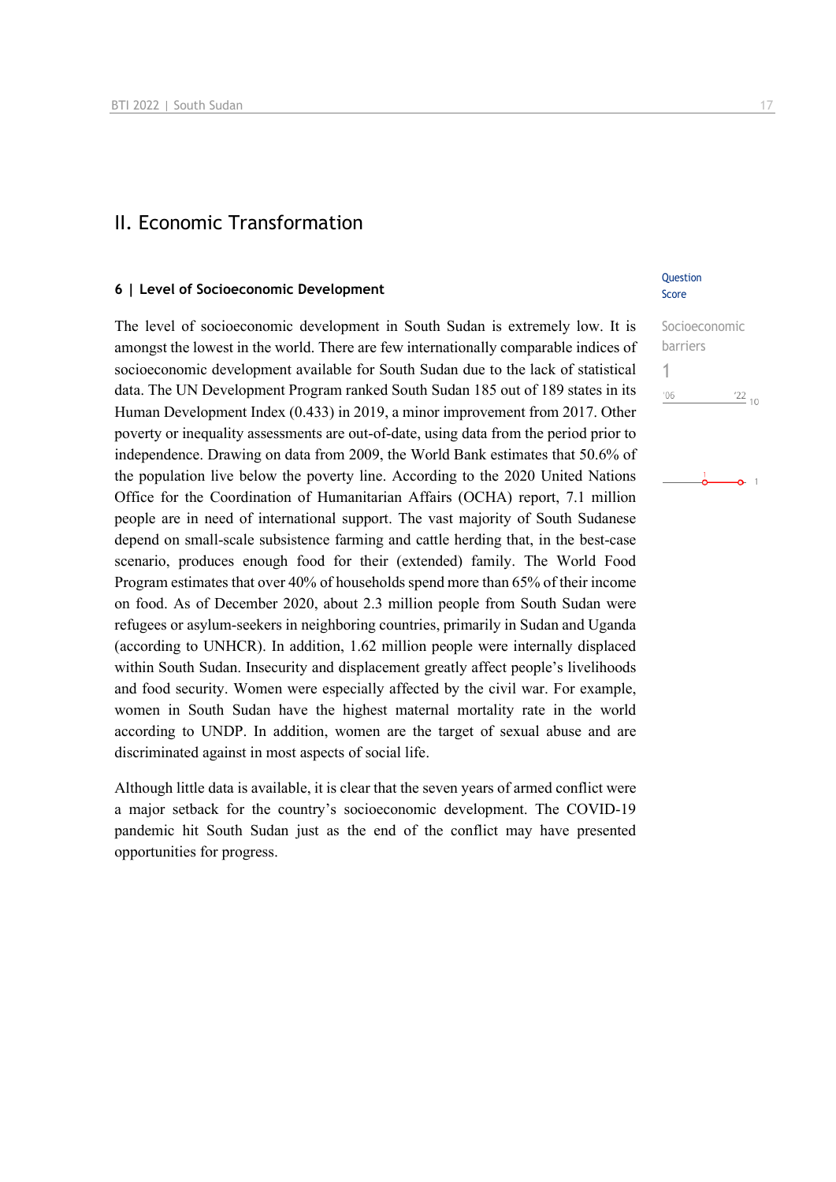## II. Economic Transformation

### 6 | Level of Socioeconomic Development

Question Score

Socioeconomic barriers

1

The level of socioeconomic development in South Sudan is extremely low. It is amongst the lowest in the world. There are few internationally comparable indices of socioeconomic development available for South Sudan due to the lack of statistical data. The UN Development Program ranked South Sudan 185 out of 189 states in its Human Development Index (0.433) in 2019, a minor improvement from 2017. Other poverty or inequality assessments are out-of-date, using data from the period prior to independence. Drawing on data from 2009, the World Bank estimates that 50.6% of the population live below the poverty line. According to the 2020 United Nations Office for the Coordination of Humanitarian Affairs (OCHA) report, 7.1 million people are in need of international support. The vast majority of South Sudanese depend on small-scale subsistence farming and cattle herding that, in the best-case scenario, produces enough food for their (extended) family. The World Food Program estimates that over 40% of households spend more than 65% of their income on food. As of December 2020, about 2.3 million people from South Sudan were refugees or asylum-seekers in neighboring countries, primarily in Sudan and Uganda (according to UNHCR). In addition, 1.62 million people were internally displaced within South Sudan. Insecurity and displacement greatly affect people's livelihoods and food security. Women were especially affected by the civil war. For example, women in South Sudan have the highest maternal mortality rate in the world according to UNDP. In addition, women are the target of sexual abuse and are discriminated against in most aspects of social life.

Although little data is available, it is clear that the seven years of armed conflict were a major setback for the country's socioeconomic development. The COVID-19 pandemic hit South Sudan just as the end of the conflict may have presented opportunities for progress.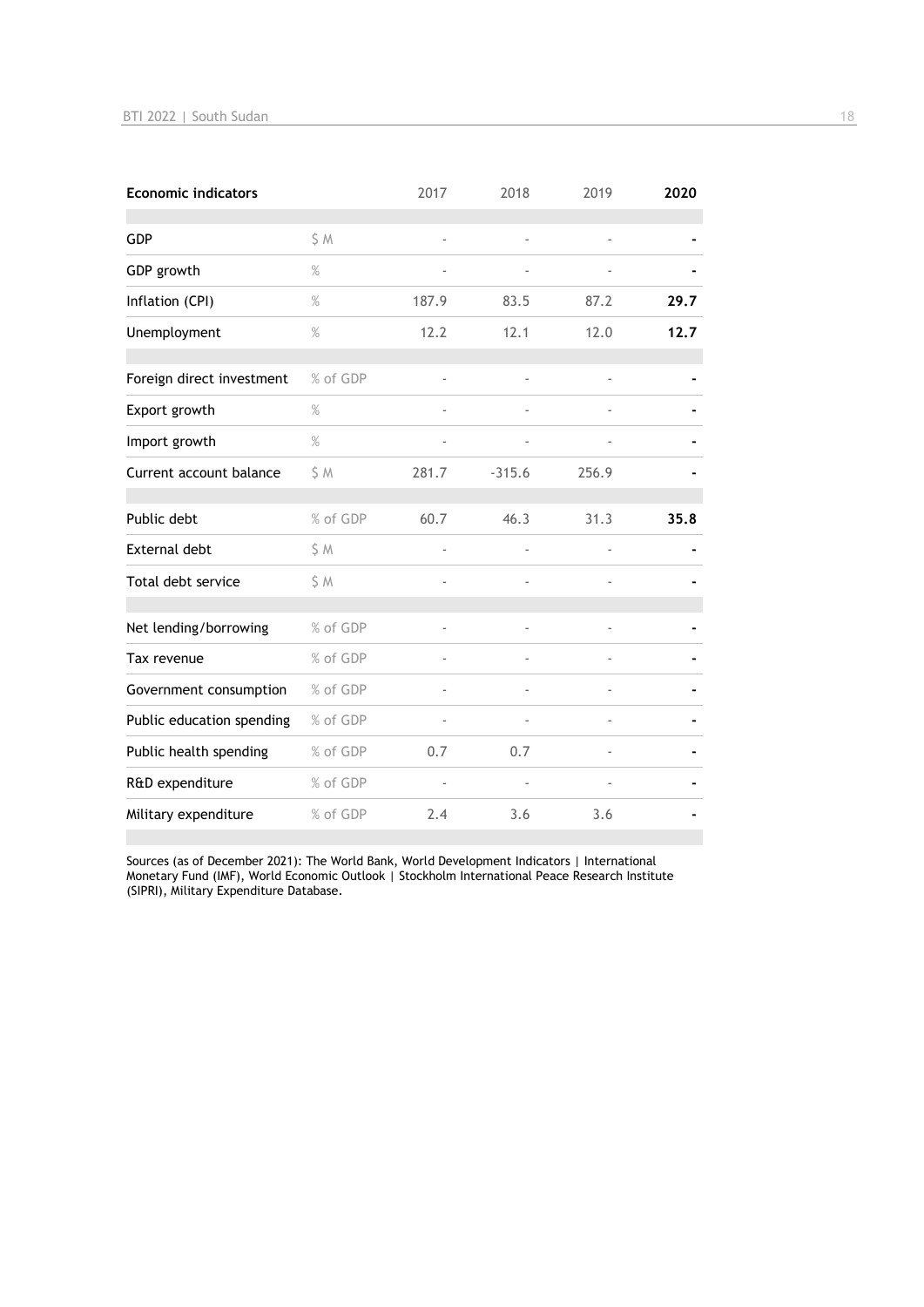| Economic indicators | | 2017 | 2018 | 2019 | **2020** |
|---|---|---|---|---|---|
| GDP | $ M | - | - | - | **-** |
| GDP growth | % | - | - | - | **-** |
| Inflation (CPI) | % | 187.9 | 83.5 | 87.2 | **29.7** |
| Unemployment | % | 12.2 | 12.1 | 12.0 | **12.7** |
| Foreign direct investment | % of GDP | - | - | - | **-** |
| Export growth | % | - | - | - | **-** |
| Import growth | % | - | - | - | **-** |
| Current account balance | $ M | 281.7 | -315.6 | 256.9 | **-** |
| Public debt | % of GDP | 60.7 | 46.3 | 31.3 | **35.8** |
| External debt | $ M | - | - | - | **-** |
| Total debt service | $ M | - | - | - | **-** |
| Net lending/borrowing | % of GDP | - | - | - | **-** |
| Tax revenue | % of GDP | - | - | - | **-** |
| Government consumption | % of GDP | - | - | - | **-** |
| Public education spending | % of GDP | - | - | - | **-** |
| Public health spending | % of GDP | 0.7 | 0.7 | - | **-** |
| R&D expenditure | % of GDP | - | - | - | **-** |
| Military expenditure | % of GDP | 2.4 | 3.6 | 3.6 | **-** |

Sources (as of December 2021): The World Bank, World Development Indicators | International Monetary Fund (IMF), World Economic Outlook | Stockholm International Peace Research Institute (SIPRI), Military Expenditure Database.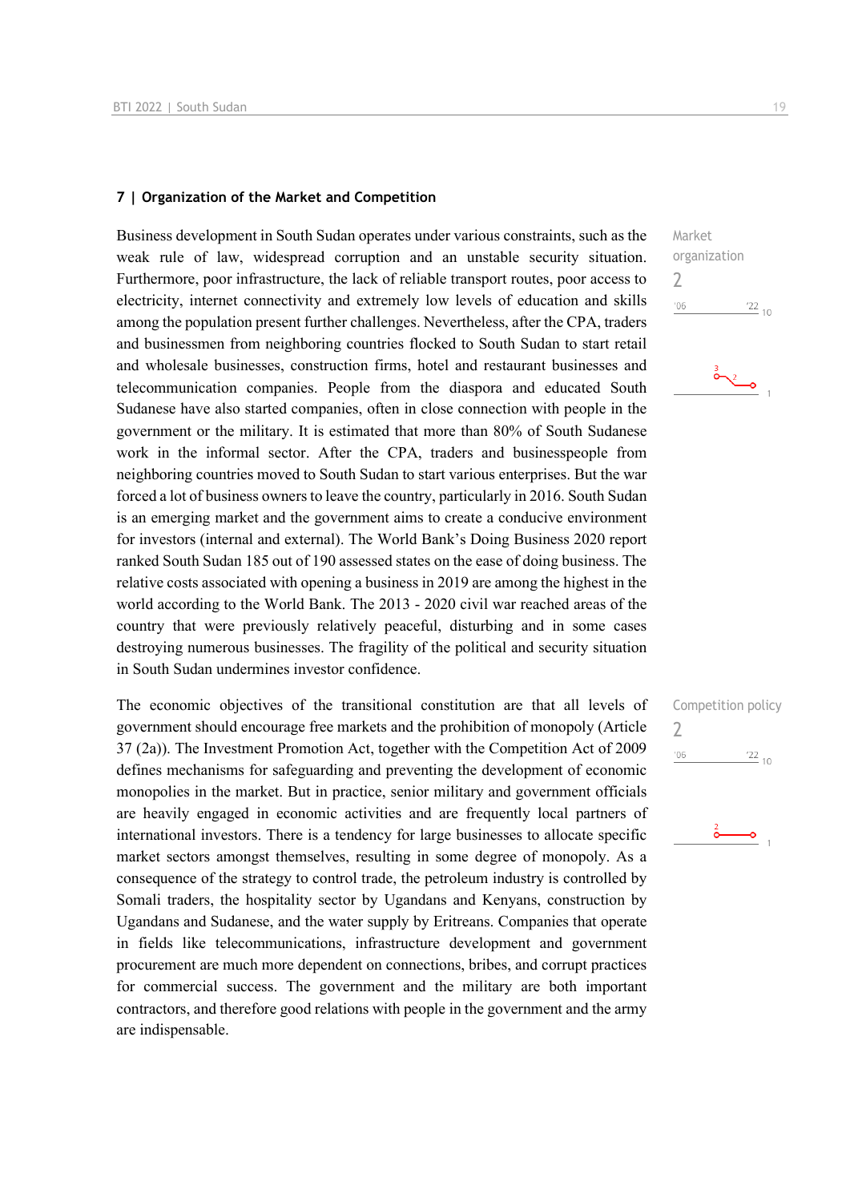### 7 | Organization of the Market and Competition

Business development in South Sudan operates under various constraints, such as the weak rule of law, widespread corruption and an unstable security situation. Furthermore, poor infrastructure, the lack of reliable transport routes, poor access to electricity, internet connectivity and extremely low levels of education and skills among the population present further challenges. Nevertheless, after the CPA, traders and businessmen from neighboring countries flocked to South Sudan to start retail and wholesale businesses, construction firms, hotel and restaurant businesses and telecommunication companies. People from the diaspora and educated South Sudanese have also started companies, often in close connection with people in the government or the military. It is estimated that more than 80% of South Sudanese work in the informal sector. After the CPA, traders and businesspeople from neighboring countries moved to South Sudan to start various enterprises. But the war forced a lot of business owners to leave the country, particularly in 2016. South Sudan is an emerging market and the government aims to create a conducive environment for investors (internal and external). The World Bank's Doing Business 2020 report ranked South Sudan 185 out of 190 assessed states on the ease of doing business. The relative costs associated with opening a business in 2019 are among the highest in the world according to the World Bank. The 2013 - 2020 civil war reached areas of the country that were previously relatively peaceful, disturbing and in some cases destroying numerous businesses. The fragility of the political and security situation in South Sudan undermines investor confidence.

Market organization
2

The economic objectives of the transitional constitution are that all levels of government should encourage free markets and the prohibition of monopoly (Article 37 (2a)). The Investment Promotion Act, together with the Competition Act of 2009 defines mechanisms for safeguarding and preventing the development of economic monopolies in the market. But in practice, senior military and government officials are heavily engaged in economic activities and are frequently local partners of international investors. There is a tendency for large businesses to allocate specific market sectors amongst themselves, resulting in some degree of monopoly. As a consequence of the strategy to control trade, the petroleum industry is controlled by Somali traders, the hospitality sector by Ugandans and Kenyans, construction by Ugandans and Sudanese, and the water supply by Eritreans. Companies that operate in fields like telecommunications, infrastructure development and government procurement are much more dependent on connections, bribes, and corrupt practices for commercial success. The government and the military are both important contractors, and therefore good relations with people in the government and the army are indispensable.

Competition policy
2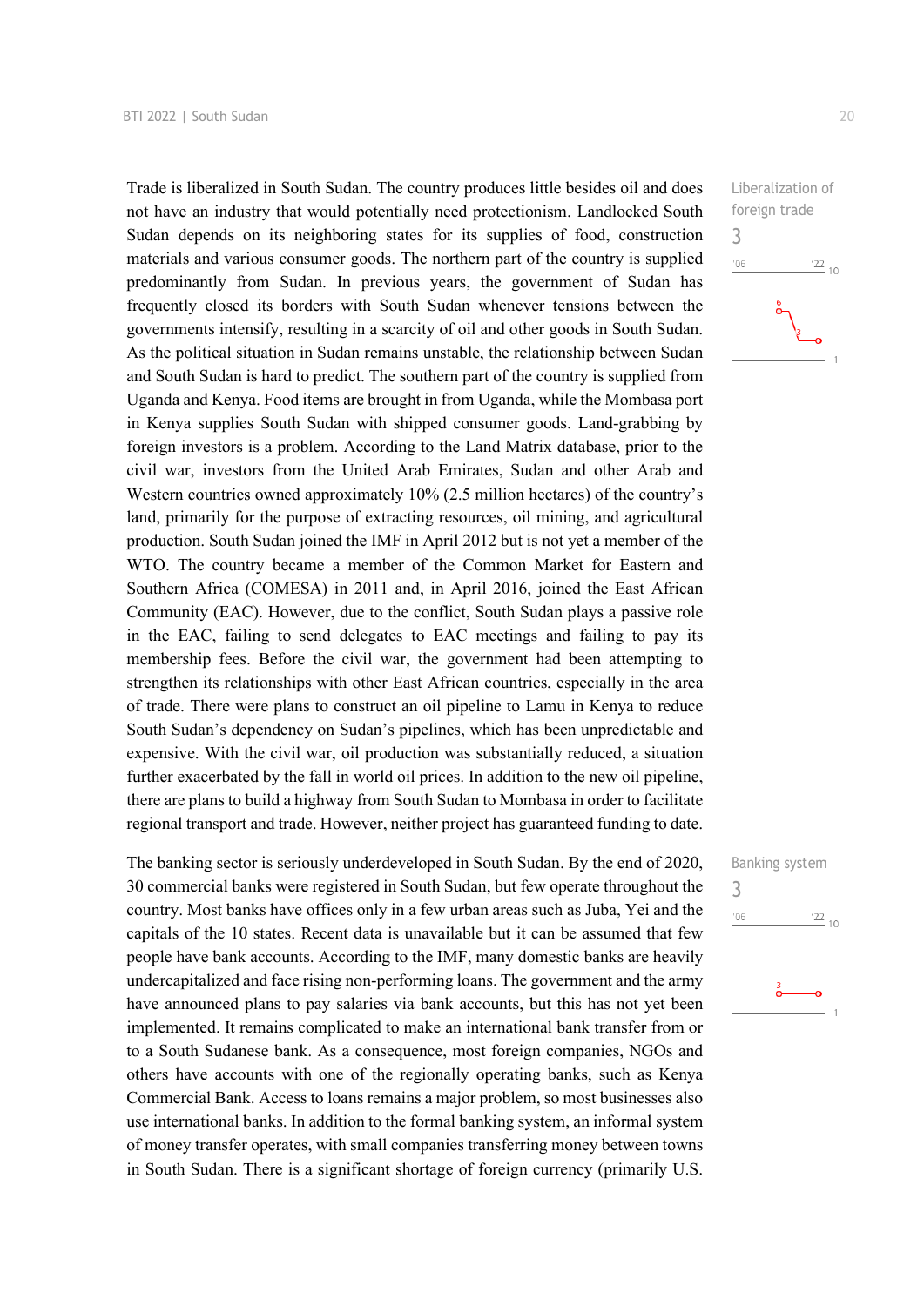Trade is liberalized in South Sudan. The country produces little besides oil and does not have an industry that would potentially need protectionism. Landlocked South Sudan depends on its neighboring states for its supplies of food, construction materials and various consumer goods. The northern part of the country is supplied predominantly from Sudan. In previous years, the government of Sudan has frequently closed its borders with South Sudan whenever tensions between the governments intensify, resulting in a scarcity of oil and other goods in South Sudan. As the political situation in Sudan remains unstable, the relationship between Sudan and South Sudan is hard to predict. The southern part of the country is supplied from Uganda and Kenya. Food items are brought in from Uganda, while the Mombasa port in Kenya supplies South Sudan with shipped consumer goods. Land-grabbing by foreign investors is a problem. According to the Land Matrix database, prior to the civil war, investors from the United Arab Emirates, Sudan and other Arab and Western countries owned approximately 10% (2.5 million hectares) of the country's land, primarily for the purpose of extracting resources, oil mining, and agricultural production. South Sudan joined the IMF in April 2012 but is not yet a member of the WTO. The country became a member of the Common Market for Eastern and Southern Africa (COMESA) in 2011 and, in April 2016, joined the East African Community (EAC). However, due to the conflict, South Sudan plays a passive role in the EAC, failing to send delegates to EAC meetings and failing to pay its membership fees. Before the civil war, the government had been attempting to strengthen its relationships with other East African countries, especially in the area of trade. There were plans to construct an oil pipeline to Lamu in Kenya to reduce South Sudan's dependency on Sudan's pipelines, which has been unpredictable and expensive. With the civil war, oil production was substantially reduced, a situation further exacerbated by the fall in world oil prices. In addition to the new oil pipeline, there are plans to build a highway from South Sudan to Mombasa in order to facilitate regional transport and trade. However, neither project has guaranteed funding to date.

Liberalization of foreign trade
3

The banking sector is seriously underdeveloped in South Sudan. By the end of 2020, 30 commercial banks were registered in South Sudan, but few operate throughout the country. Most banks have offices only in a few urban areas such as Juba, Yei and the capitals of the 10 states. Recent data is unavailable but it can be assumed that few people have bank accounts. According to the IMF, many domestic banks are heavily undercapitalized and face rising non-performing loans. The government and the army have announced plans to pay salaries via bank accounts, but this has not yet been implemented. It remains complicated to make an international bank transfer from or to a South Sudanese bank. As a consequence, most foreign companies, NGOs and others have accounts with one of the regionally operating banks, such as Kenya Commercial Bank. Access to loans remains a major problem, so most businesses also use international banks. In addition to the formal banking system, an informal system of money transfer operates, with small companies transferring money between towns in South Sudan. There is a significant shortage of foreign currency (primarily U.S.

Banking system
3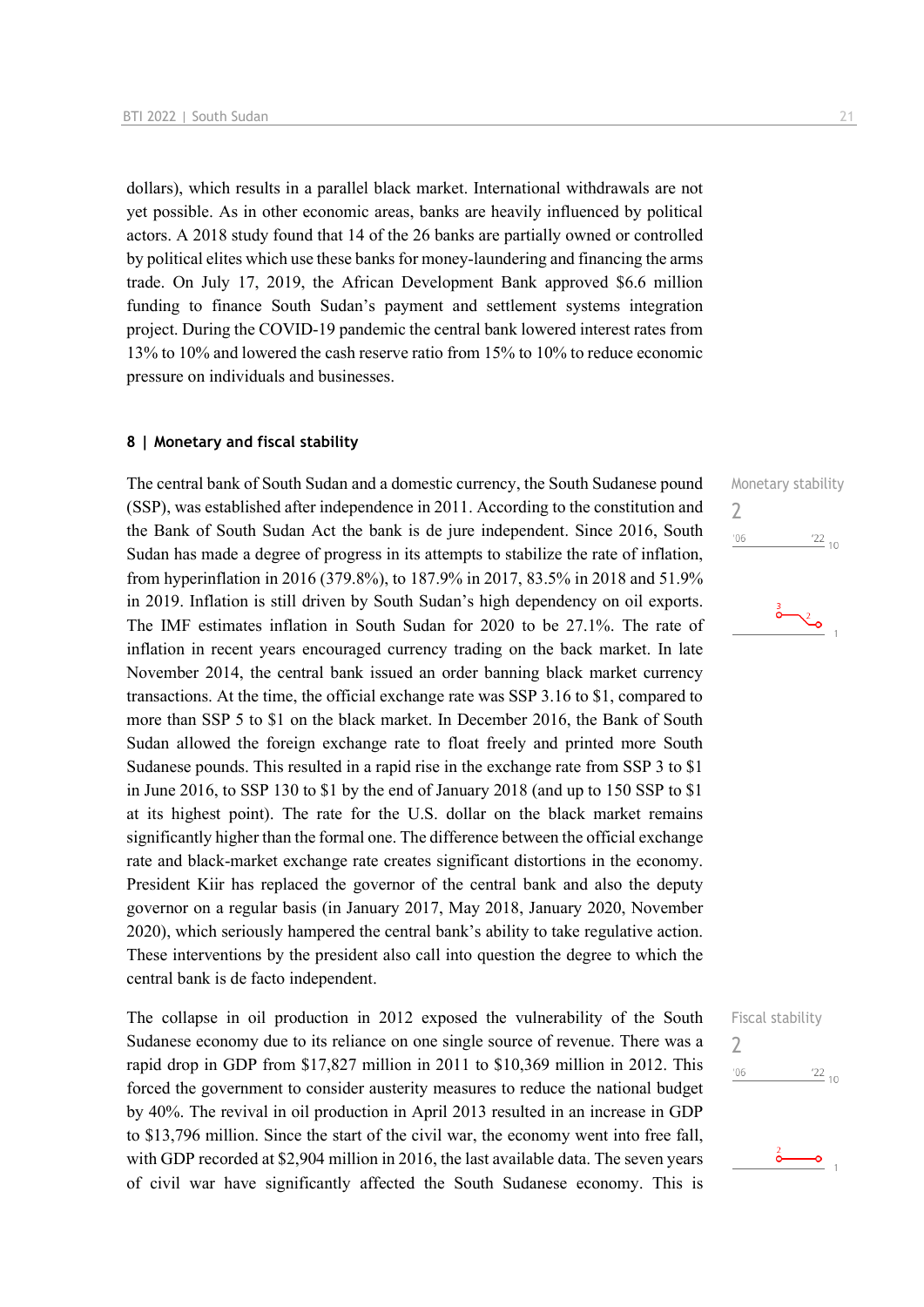dollars), which results in a parallel black market. International withdrawals are not yet possible. As in other economic areas, banks are heavily influenced by political actors. A 2018 study found that 14 of the 26 banks are partially owned or controlled by political elites which use these banks for money-laundering and financing the arms trade. On July 17, 2019, the African Development Bank approved $6.6 million funding to finance South Sudan's payment and settlement systems integration project. During the COVID-19 pandemic the central bank lowered interest rates from 13% to 10% and lowered the cash reserve ratio from 15% to 10% to reduce economic pressure on individuals and businesses.

## 8 | Monetary and fiscal stability

Monetary stability
2

The central bank of South Sudan and a domestic currency, the South Sudanese pound (SSP), was established after independence in 2011. According to the constitution and the Bank of South Sudan Act the bank is de jure independent. Since 2016, South Sudan has made a degree of progress in its attempts to stabilize the rate of inflation, from hyperinflation in 2016 (379.8%), to 187.9% in 2017, 83.5% in 2018 and 51.9% in 2019. Inflation is still driven by South Sudan's high dependency on oil exports. The IMF estimates inflation in South Sudan for 2020 to be 27.1%. The rate of inflation in recent years encouraged currency trading on the back market. In late November 2014, the central bank issued an order banning black market currency transactions. At the time, the official exchange rate was SSP 3.16 to $1, compared to more than SSP 5 to $1 on the black market. In December 2016, the Bank of South Sudan allowed the foreign exchange rate to float freely and printed more South Sudanese pounds. This resulted in a rapid rise in the exchange rate from SSP 3 to $1 in June 2016, to SSP 130 to $1 by the end of January 2018 (and up to 150 SSP to $1 at its highest point). The rate for the U.S. dollar on the black market remains significantly higher than the formal one. The difference between the official exchange rate and black-market exchange rate creates significant distortions in the economy. President Kiir has replaced the governor of the central bank and also the deputy governor on a regular basis (in January 2017, May 2018, January 2020, November 2020), which seriously hampered the central bank's ability to take regulative action. These interventions by the president also call into question the degree to which the central bank is de facto independent.

Fiscal stability
2

The collapse in oil production in 2012 exposed the vulnerability of the South Sudanese economy due to its reliance on one single source of revenue. There was a rapid drop in GDP from $17,827 million in 2011 to $10,369 million in 2012. This forced the government to consider austerity measures to reduce the national budget by 40%. The revival in oil production in April 2013 resulted in an increase in GDP to $13,796 million. Since the start of the civil war, the economy went into free fall, with GDP recorded at $2,904 million in 2016, the last available data. The seven years of civil war have significantly affected the South Sudanese economy. This is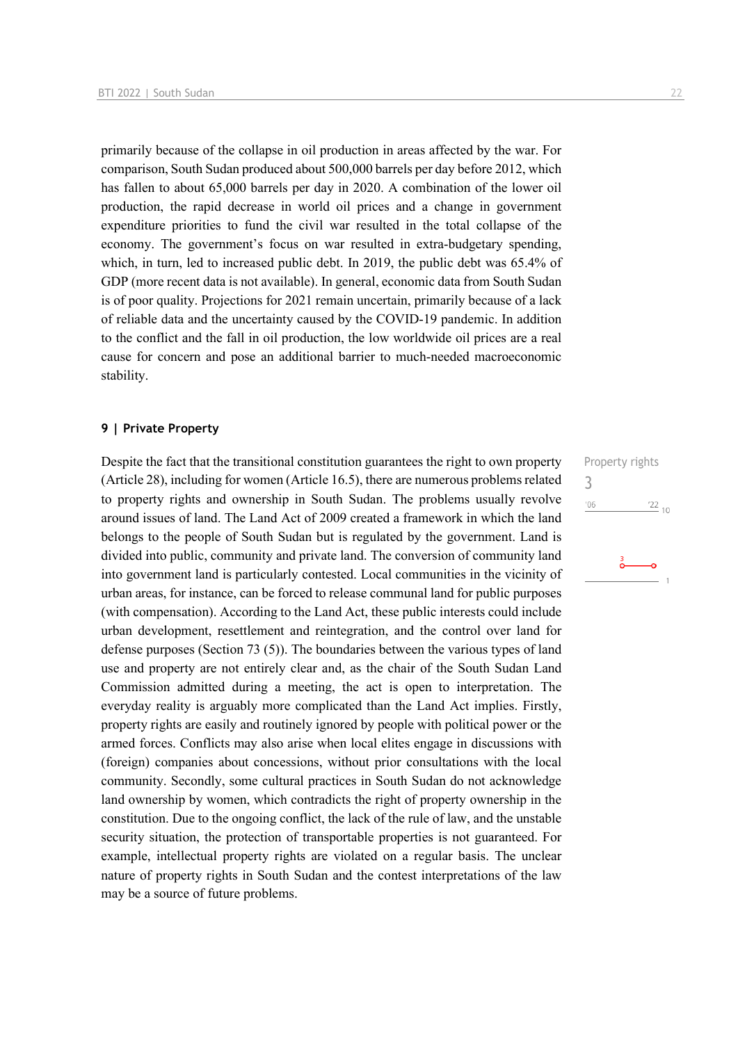primarily because of the collapse in oil production in areas affected by the war. For comparison, South Sudan produced about 500,000 barrels per day before 2012, which has fallen to about 65,000 barrels per day in 2020. A combination of the lower oil production, the rapid decrease in world oil prices and a change in government expenditure priorities to fund the civil war resulted in the total collapse of the economy. The government's focus on war resulted in extra-budgetary spending, which, in turn, led to increased public debt. In 2019, the public debt was 65.4% of GDP (more recent data is not available). In general, economic data from South Sudan is of poor quality. Projections for 2021 remain uncertain, primarily because of a lack of reliable data and the uncertainty caused by the COVID-19 pandemic. In addition to the conflict and the fall in oil production, the low worldwide oil prices are a real cause for concern and pose an additional barrier to much-needed macroeconomic stability.

## 9 | Private Property

Property rights
3

Despite the fact that the transitional constitution guarantees the right to own property (Article 28), including for women (Article 16.5), there are numerous problems related to property rights and ownership in South Sudan. The problems usually revolve around issues of land. The Land Act of 2009 created a framework in which the land belongs to the people of South Sudan but is regulated by the government. Land is divided into public, community and private land. The conversion of community land into government land is particularly contested. Local communities in the vicinity of urban areas, for instance, can be forced to release communal land for public purposes (with compensation). According to the Land Act, these public interests could include urban development, resettlement and reintegration, and the control over land for defense purposes (Section 73 (5)). The boundaries between the various types of land use and property are not entirely clear and, as the chair of the South Sudan Land Commission admitted during a meeting, the act is open to interpretation. The everyday reality is arguably more complicated than the Land Act implies. Firstly, property rights are easily and routinely ignored by people with political power or the armed forces. Conflicts may also arise when local elites engage in discussions with (foreign) companies about concessions, without prior consultations with the local community. Secondly, some cultural practices in South Sudan do not acknowledge land ownership by women, which contradicts the right of property ownership in the constitution. Due to the ongoing conflict, the lack of the rule of law, and the unstable security situation, the protection of transportable properties is not guaranteed. For example, intellectual property rights are violated on a regular basis. The unclear nature of property rights in South Sudan and the contest interpretations of the law may be a source of future problems.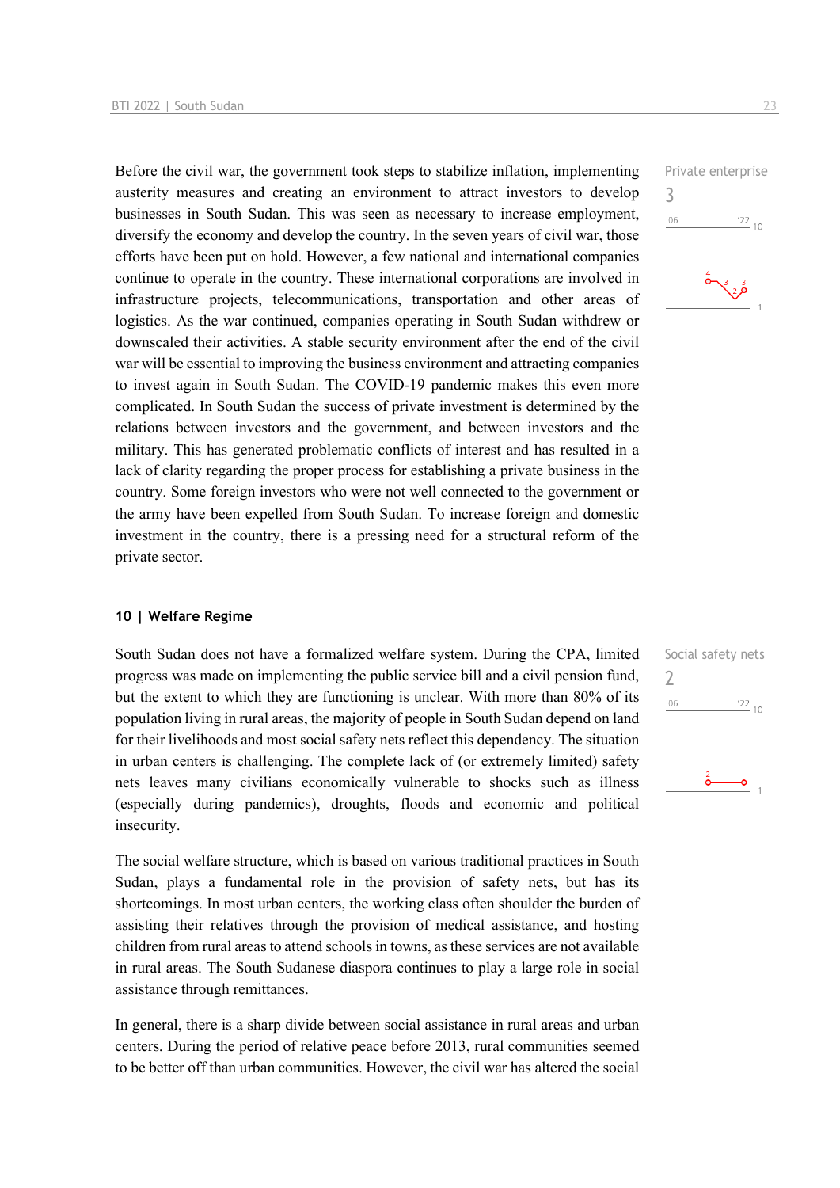Before the civil war, the government took steps to stabilize inflation, implementing austerity measures and creating an environment to attract investors to develop businesses in South Sudan. This was seen as necessary to increase employment, diversify the economy and develop the country. In the seven years of civil war, those efforts have been put on hold. However, a few national and international companies continue to operate in the country. These international corporations are involved in infrastructure projects, telecommunications, transportation and other areas of logistics. As the war continued, companies operating in South Sudan withdrew or downscaled their activities. A stable security environment after the end of the civil war will be essential to improving the business environment and attracting companies to invest again in South Sudan. The COVID-19 pandemic makes this even more complicated. In South Sudan the success of private investment is determined by the relations between investors and the government, and between investors and the military. This has generated problematic conflicts of interest and has resulted in a lack of clarity regarding the proper process for establishing a private business in the country. Some foreign investors who were not well connected to the government or the army have been expelled from South Sudan. To increase foreign and domestic investment in the country, there is a pressing need for a structural reform of the private sector.

Private enterprise
3

### 10 | Welfare Regime

South Sudan does not have a formalized welfare system. During the CPA, limited progress was made on implementing the public service bill and a civil pension fund, but the extent to which they are functioning is unclear. With more than 80% of its population living in rural areas, the majority of people in South Sudan depend on land for their livelihoods and most social safety nets reflect this dependency. The situation in urban centers is challenging. The complete lack of (or extremely limited) safety nets leaves many civilians economically vulnerable to shocks such as illness (especially during pandemics), droughts, floods and economic and political insecurity.

Social safety nets
2

The social welfare structure, which is based on various traditional practices in South Sudan, plays a fundamental role in the provision of safety nets, but has its shortcomings. In most urban centers, the working class often shoulder the burden of assisting their relatives through the provision of medical assistance, and hosting children from rural areas to attend schools in towns, as these services are not available in rural areas. The South Sudanese diaspora continues to play a large role in social assistance through remittances.

In general, there is a sharp divide between social assistance in rural areas and urban centers. During the period of relative peace before 2013, rural communities seemed to be better off than urban communities. However, the civil war has altered the social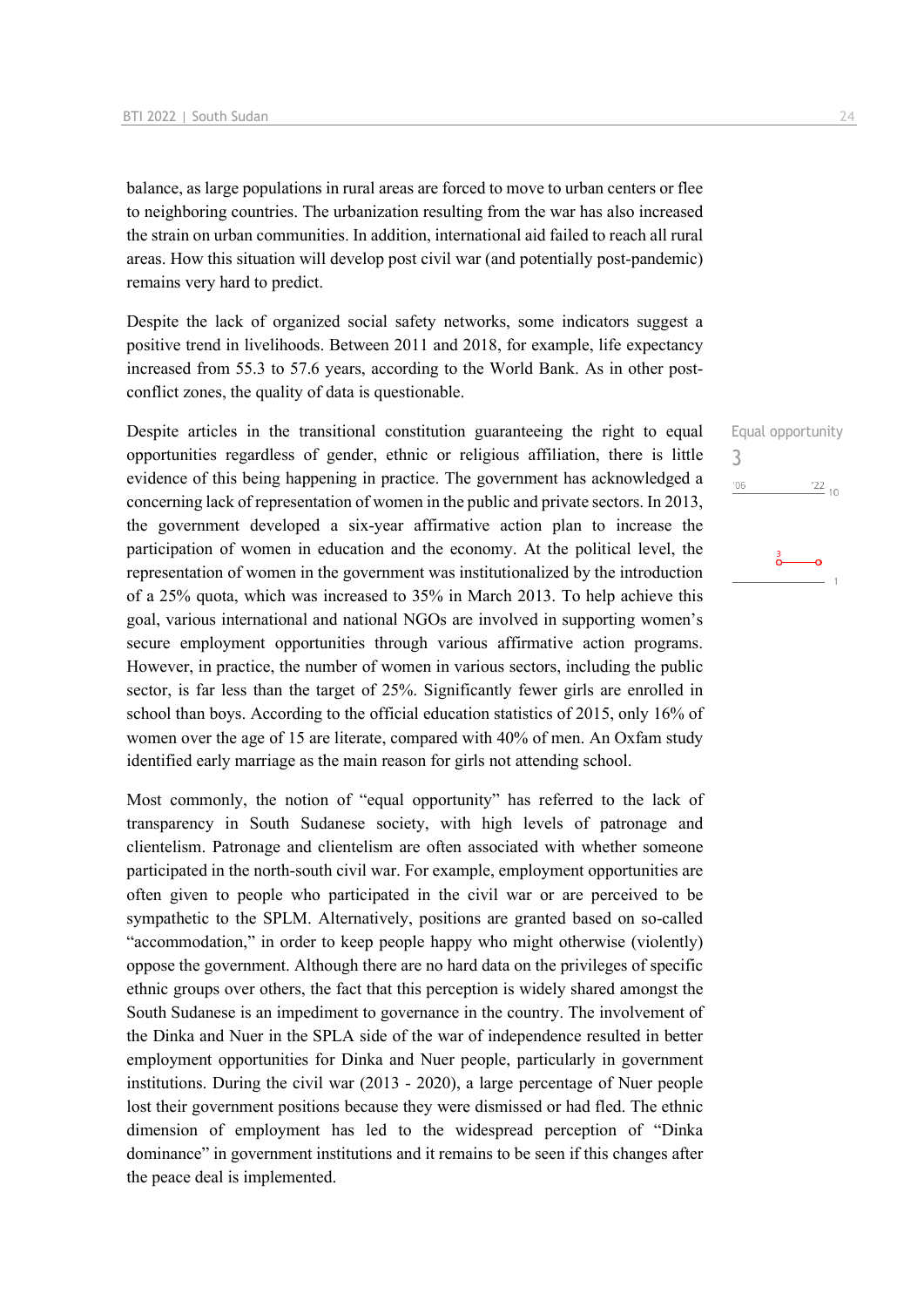balance, as large populations in rural areas are forced to move to urban centers or flee to neighboring countries. The urbanization resulting from the war has also increased the strain on urban communities. In addition, international aid failed to reach all rural areas. How this situation will develop post civil war (and potentially post-pandemic) remains very hard to predict.

Despite the lack of organized social safety networks, some indicators suggest a positive trend in livelihoods. Between 2011 and 2018, for example, life expectancy increased from 55.3 to 57.6 years, according to the World Bank. As in other post-conflict zones, the quality of data is questionable.

Equal opportunity
3

Despite articles in the transitional constitution guaranteeing the right to equal opportunities regardless of gender, ethnic or religious affiliation, there is little evidence of this being happening in practice. The government has acknowledged a concerning lack of representation of women in the public and private sectors. In 2013, the government developed a six-year affirmative action plan to increase the participation of women in education and the economy. At the political level, the representation of women in the government was institutionalized by the introduction of a 25% quota, which was increased to 35% in March 2013. To help achieve this goal, various international and national NGOs are involved in supporting women's secure employment opportunities through various affirmative action programs. However, in practice, the number of women in various sectors, including the public sector, is far less than the target of 25%. Significantly fewer girls are enrolled in school than boys. According to the official education statistics of 2015, only 16% of women over the age of 15 are literate, compared with 40% of men. An Oxfam study identified early marriage as the main reason for girls not attending school.

Most commonly, the notion of "equal opportunity" has referred to the lack of transparency in South Sudanese society, with high levels of patronage and clientelism. Patronage and clientelism are often associated with whether someone participated in the north-south civil war. For example, employment opportunities are often given to people who participated in the civil war or are perceived to be sympathetic to the SPLM. Alternatively, positions are granted based on so-called "accommodation," in order to keep people happy who might otherwise (violently) oppose the government. Although there are no hard data on the privileges of specific ethnic groups over others, the fact that this perception is widely shared amongst the South Sudanese is an impediment to governance in the country. The involvement of the Dinka and Nuer in the SPLA side of the war of independence resulted in better employment opportunities for Dinka and Nuer people, particularly in government institutions. During the civil war (2013 - 2020), a large percentage of Nuer people lost their government positions because they were dismissed or had fled. The ethnic dimension of employment has led to the widespread perception of "Dinka dominance" in government institutions and it remains to be seen if this changes after the peace deal is implemented.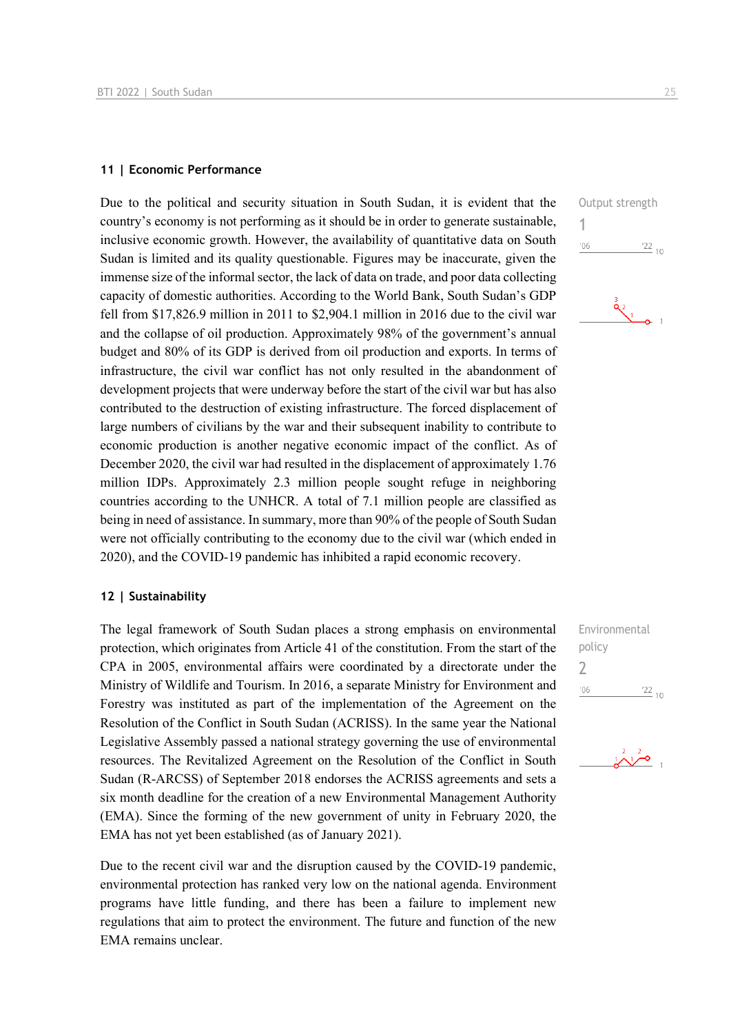## 11 | Economic Performance

Output strength

1

Due to the political and security situation in South Sudan, it is evident that the country's economy is not performing as it should be in order to generate sustainable, inclusive economic growth. However, the availability of quantitative data on South Sudan is limited and its quality questionable. Figures may be inaccurate, given the immense size of the informal sector, the lack of data on trade, and poor data collecting capacity of domestic authorities. According to the World Bank, South Sudan's GDP fell from $17,826.9 million in 2011 to $2,904.1 million in 2016 due to the civil war and the collapse of oil production. Approximately 98% of the government's annual budget and 80% of its GDP is derived from oil production and exports. In terms of infrastructure, the civil war conflict has not only resulted in the abandonment of development projects that were underway before the start of the civil war but has also contributed to the destruction of existing infrastructure. The forced displacement of large numbers of civilians by the war and their subsequent inability to contribute to economic production is another negative economic impact of the conflict. As of December 2020, the civil war had resulted in the displacement of approximately 1.76 million IDPs. Approximately 2.3 million people sought refuge in neighboring countries according to the UNHCR. A total of 7.1 million people are classified as being in need of assistance. In summary, more than 90% of the people of South Sudan were not officially contributing to the economy due to the civil war (which ended in 2020), and the COVID-19 pandemic has inhibited a rapid economic recovery.

## 12 | Sustainability

Environmental policy

2

The legal framework of South Sudan places a strong emphasis on environmental protection, which originates from Article 41 of the constitution. From the start of the CPA in 2005, environmental affairs were coordinated by a directorate under the Ministry of Wildlife and Tourism. In 2016, a separate Ministry for Environment and Forestry was instituted as part of the implementation of the Agreement on the Resolution of the Conflict in South Sudan (ACRISS). In the same year the National Legislative Assembly passed a national strategy governing the use of environmental resources. The Revitalized Agreement on the Resolution of the Conflict in South Sudan (R-ARCSS) of September 2018 endorses the ACRISS agreements and sets a six month deadline for the creation of a new Environmental Management Authority (EMA). Since the forming of the new government of unity in February 2020, the EMA has not yet been established (as of January 2021).

Due to the recent civil war and the disruption caused by the COVID-19 pandemic, environmental protection has ranked very low on the national agenda. Environment programs have little funding, and there has been a failure to implement new regulations that aim to protect the environment. The future and function of the new EMA remains unclear.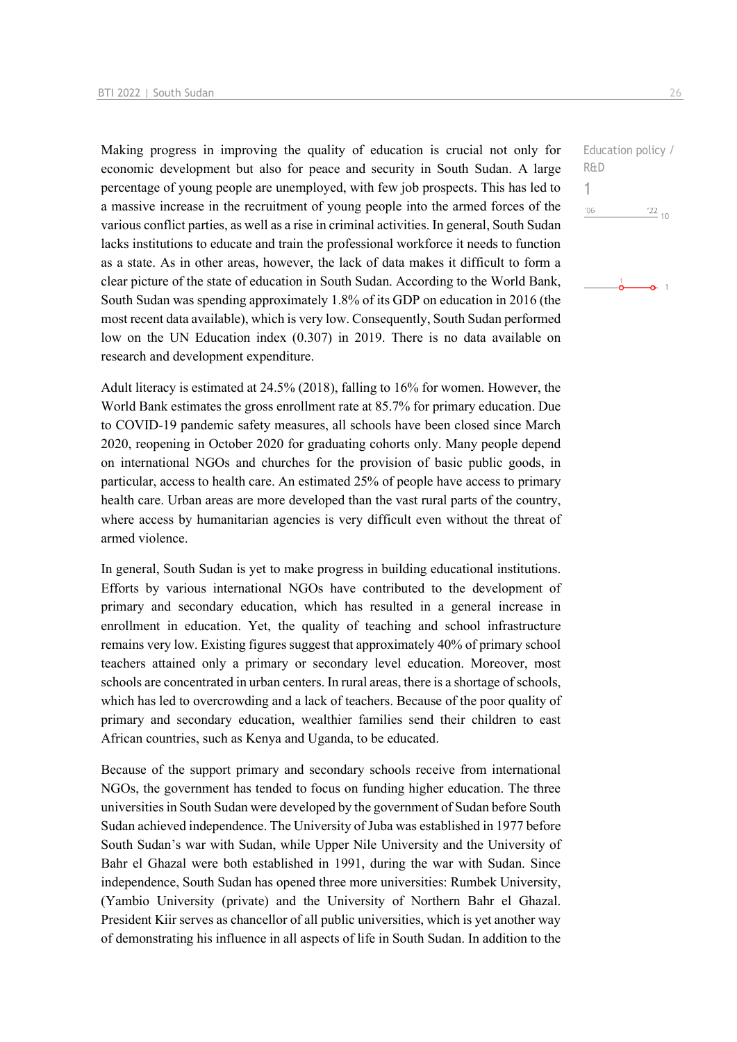Making progress in improving the quality of education is crucial not only for economic development but also for peace and security in South Sudan. A large percentage of young people are unemployed, with few job prospects. This has led to a massive increase in the recruitment of young people into the armed forces of the various conflict parties, as well as a rise in criminal activities. In general, South Sudan lacks institutions to educate and train the professional workforce it needs to function as a state. As in other areas, however, the lack of data makes it difficult to form a clear picture of the state of education in South Sudan. According to the World Bank, South Sudan was spending approximately 1.8% of its GDP on education in 2016 (the most recent data available), which is very low. Consequently, South Sudan performed low on the UN Education index (0.307) in 2019. There is no data available on research and development expenditure.

Education policy / R&D

1

Adult literacy is estimated at 24.5% (2018), falling to 16% for women. However, the World Bank estimates the gross enrollment rate at 85.7% for primary education. Due to COVID-19 pandemic safety measures, all schools have been closed since March 2020, reopening in October 2020 for graduating cohorts only. Many people depend on international NGOs and churches for the provision of basic public goods, in particular, access to health care. An estimated 25% of people have access to primary health care. Urban areas are more developed than the vast rural parts of the country, where access by humanitarian agencies is very difficult even without the threat of armed violence.

In general, South Sudan is yet to make progress in building educational institutions. Efforts by various international NGOs have contributed to the development of primary and secondary education, which has resulted in a general increase in enrollment in education. Yet, the quality of teaching and school infrastructure remains very low. Existing figures suggest that approximately 40% of primary school teachers attained only a primary or secondary level education. Moreover, most schools are concentrated in urban centers. In rural areas, there is a shortage of schools, which has led to overcrowding and a lack of teachers. Because of the poor quality of primary and secondary education, wealthier families send their children to east African countries, such as Kenya and Uganda, to be educated.

Because of the support primary and secondary schools receive from international NGOs, the government has tended to focus on funding higher education. The three universities in South Sudan were developed by the government of Sudan before South Sudan achieved independence. The University of Juba was established in 1977 before South Sudan's war with Sudan, while Upper Nile University and the University of Bahr el Ghazal were both established in 1991, during the war with Sudan. Since independence, South Sudan has opened three more universities: Rumbek University, (Yambio University (private) and the University of Northern Bahr el Ghazal. President Kiir serves as chancellor of all public universities, which is yet another way of demonstrating his influence in all aspects of life in South Sudan. In addition to the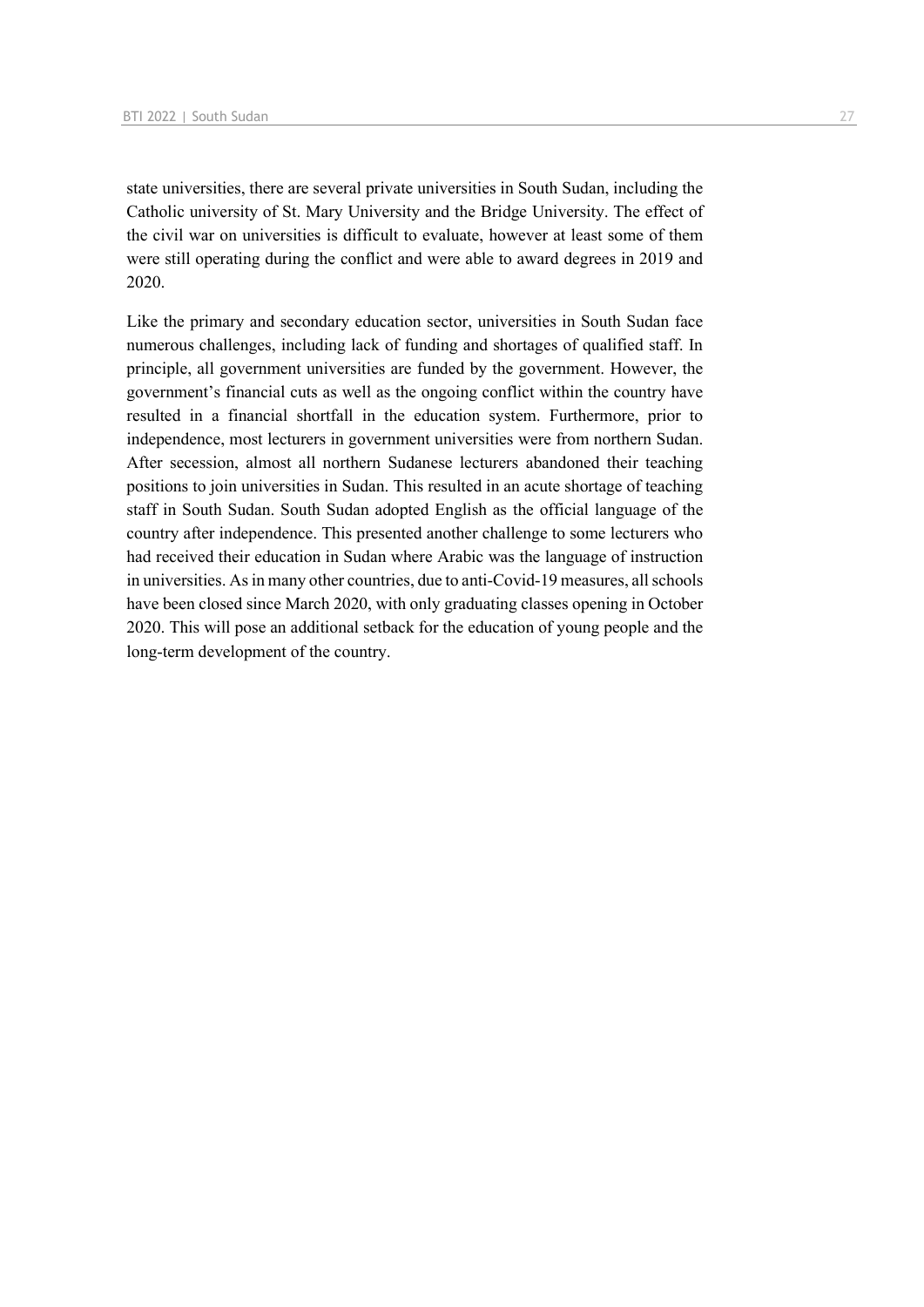state universities, there are several private universities in South Sudan, including the Catholic university of St. Mary University and the Bridge University. The effect of the civil war on universities is difficult to evaluate, however at least some of them were still operating during the conflict and were able to award degrees in 2019 and 2020.

Like the primary and secondary education sector, universities in South Sudan face numerous challenges, including lack of funding and shortages of qualified staff. In principle, all government universities are funded by the government. However, the government's financial cuts as well as the ongoing conflict within the country have resulted in a financial shortfall in the education system. Furthermore, prior to independence, most lecturers in government universities were from northern Sudan. After secession, almost all northern Sudanese lecturers abandoned their teaching positions to join universities in Sudan. This resulted in an acute shortage of teaching staff in South Sudan. South Sudan adopted English as the official language of the country after independence. This presented another challenge to some lecturers who had received their education in Sudan where Arabic was the language of instruction in universities. As in many other countries, due to anti-Covid-19 measures, all schools have been closed since March 2020, with only graduating classes opening in October 2020. This will pose an additional setback for the education of young people and the long-term development of the country.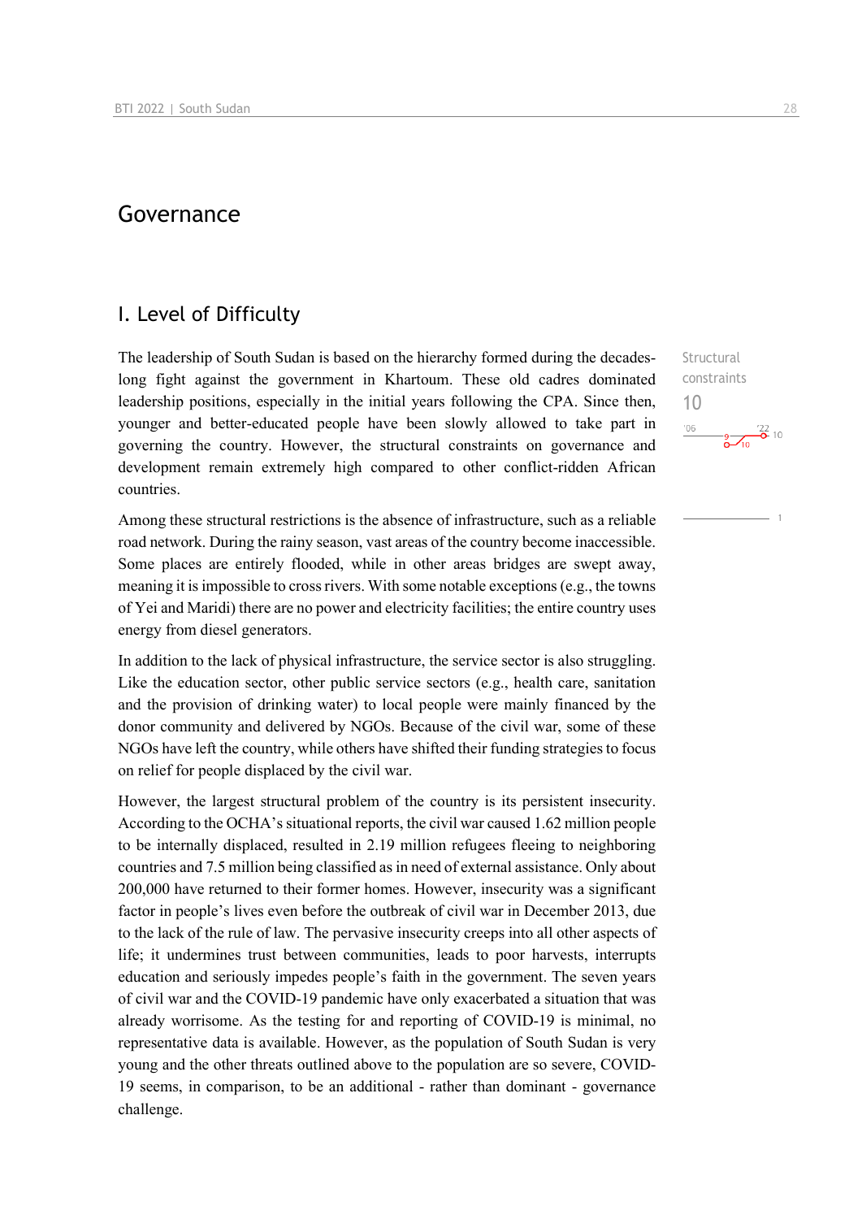# Governance

## I. Level of Difficulty

Structural constraints
10

The leadership of South Sudan is based on the hierarchy formed during the decades-long fight against the government in Khartoum. These old cadres dominated leadership positions, especially in the initial years following the CPA. Since then, younger and better-educated people have been slowly allowed to take part in governing the country. However, the structural constraints on governance and development remain extremely high compared to other conflict-ridden African countries.

Among these structural restrictions is the absence of infrastructure, such as a reliable road network. During the rainy season, vast areas of the country become inaccessible. Some places are entirely flooded, while in other areas bridges are swept away, meaning it is impossible to cross rivers. With some notable exceptions (e.g., the towns of Yei and Maridi) there are no power and electricity facilities; the entire country uses energy from diesel generators.

In addition to the lack of physical infrastructure, the service sector is also struggling. Like the education sector, other public service sectors (e.g., health care, sanitation and the provision of drinking water) to local people were mainly financed by the donor community and delivered by NGOs. Because of the civil war, some of these NGOs have left the country, while others have shifted their funding strategies to focus on relief for people displaced by the civil war.

However, the largest structural problem of the country is its persistent insecurity. According to the OCHA's situational reports, the civil war caused 1.62 million people to be internally displaced, resulted in 2.19 million refugees fleeing to neighboring countries and 7.5 million being classified as in need of external assistance. Only about 200,000 have returned to their former homes. However, insecurity was a significant factor in people's lives even before the outbreak of civil war in December 2013, due to the lack of the rule of law. The pervasive insecurity creeps into all other aspects of life; it undermines trust between communities, leads to poor harvests, interrupts education and seriously impedes people's faith in the government. The seven years of civil war and the COVID-19 pandemic have only exacerbated a situation that was already worrisome. As the testing for and reporting of COVID-19 is minimal, no representative data is available. However, as the population of South Sudan is very young and the other threats outlined above to the population are so severe, COVID-19 seems, in comparison, to be an additional - rather than dominant - governance challenge.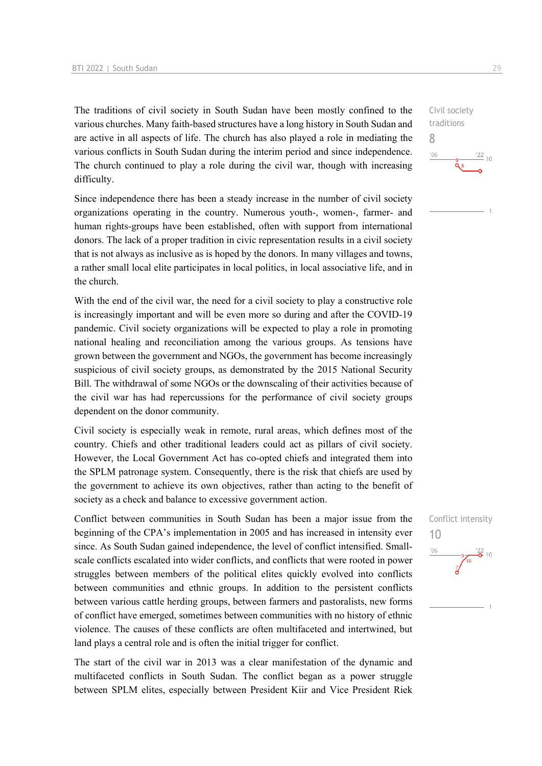The traditions of civil society in South Sudan have been mostly confined to the various churches. Many faith-based structures have a long history in South Sudan and are active in all aspects of life. The church has also played a role in mediating the various conflicts in South Sudan during the interim period and since independence. The church continued to play a role during the civil war, though with increasing difficulty.

Civil society traditions
8

Since independence there has been a steady increase in the number of civil society organizations operating in the country. Numerous youth-, women-, farmer- and human rights-groups have been established, often with support from international donors. The lack of a proper tradition in civic representation results in a civil society that is not always as inclusive as is hoped by the donors. In many villages and towns, a rather small local elite participates in local politics, in local associative life, and in the church.

With the end of the civil war, the need for a civil society to play a constructive role is increasingly important and will be even more so during and after the COVID-19 pandemic. Civil society organizations will be expected to play a role in promoting national healing and reconciliation among the various groups. As tensions have grown between the government and NGOs, the government has become increasingly suspicious of civil society groups, as demonstrated by the 2015 National Security Bill. The withdrawal of some NGOs or the downscaling of their activities because of the civil war has had repercussions for the performance of civil society groups dependent on the donor community.

Civil society is especially weak in remote, rural areas, which defines most of the country. Chiefs and other traditional leaders could act as pillars of civil society. However, the Local Government Act has co-opted chiefs and integrated them into the SPLM patronage system. Consequently, there is the risk that chiefs are used by the government to achieve its own objectives, rather than acting to the benefit of society as a check and balance to excessive government action.

Conflict intensity
10

Conflict between communities in South Sudan has been a major issue from the beginning of the CPA's implementation in 2005 and has increased in intensity ever since. As South Sudan gained independence, the level of conflict intensified. Small-scale conflicts escalated into wider conflicts, and conflicts that were rooted in power struggles between members of the political elites quickly evolved into conflicts between communities and ethnic groups. In addition to the persistent conflicts between various cattle herding groups, between farmers and pastoralists, new forms of conflict have emerged, sometimes between communities with no history of ethnic violence. The causes of these conflicts are often multifaceted and intertwined, but land plays a central role and is often the initial trigger for conflict.

The start of the civil war in 2013 was a clear manifestation of the dynamic and multifaceted conflicts in South Sudan. The conflict began as a power struggle between SPLM elites, especially between President Kiir and Vice President Riek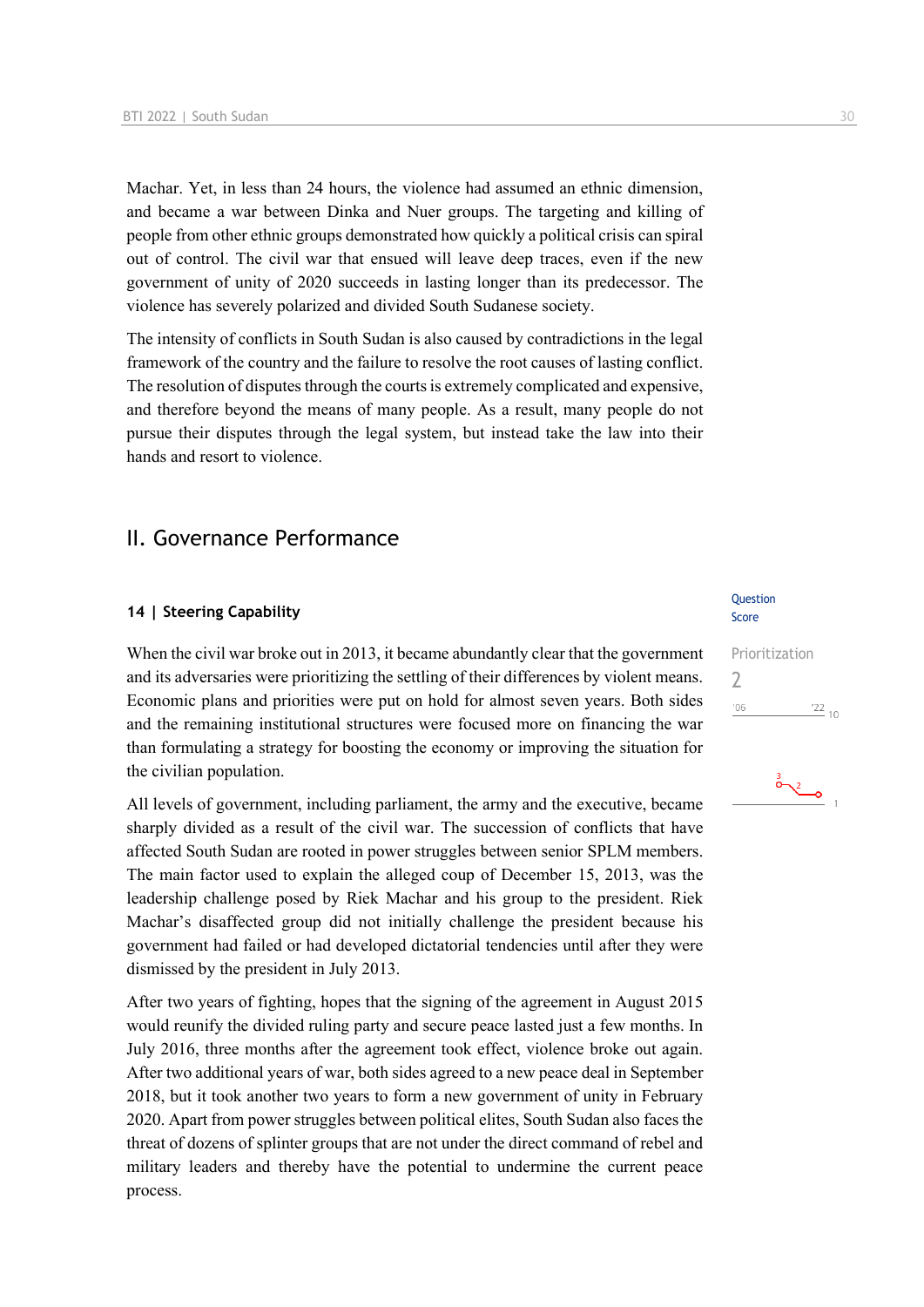Machar. Yet, in less than 24 hours, the violence had assumed an ethnic dimension, and became a war between Dinka and Nuer groups. The targeting and killing of people from other ethnic groups demonstrated how quickly a political crisis can spiral out of control. The civil war that ensued will leave deep traces, even if the new government of unity of 2020 succeeds in lasting longer than its predecessor. The violence has severely polarized and divided South Sudanese society.

The intensity of conflicts in South Sudan is also caused by contradictions in the legal framework of the country and the failure to resolve the root causes of lasting conflict. The resolution of disputes through the courts is extremely complicated and expensive, and therefore beyond the means of many people. As a result, many people do not pursue their disputes through the legal system, but instead take the law into their hands and resort to violence.

## II. Governance Performance

### 14 | Steering Capability

Question Score

Prioritization
2

When the civil war broke out in 2013, it became abundantly clear that the government and its adversaries were prioritizing the settling of their differences by violent means. Economic plans and priorities were put on hold for almost seven years. Both sides and the remaining institutional structures were focused more on financing the war than formulating a strategy for boosting the economy or improving the situation for the civilian population.

All levels of government, including parliament, the army and the executive, became sharply divided as a result of the civil war. The succession of conflicts that have affected South Sudan are rooted in power struggles between senior SPLM members. The main factor used to explain the alleged coup of December 15, 2013, was the leadership challenge posed by Riek Machar and his group to the president. Riek Machar's disaffected group did not initially challenge the president because his government had failed or had developed dictatorial tendencies until after they were dismissed by the president in July 2013.

After two years of fighting, hopes that the signing of the agreement in August 2015 would reunify the divided ruling party and secure peace lasted just a few months. In July 2016, three months after the agreement took effect, violence broke out again. After two additional years of war, both sides agreed to a new peace deal in September 2018, but it took another two years to form a new government of unity in February 2020. Apart from power struggles between political elites, South Sudan also faces the threat of dozens of splinter groups that are not under the direct command of rebel and military leaders and thereby have the potential to undermine the current peace process.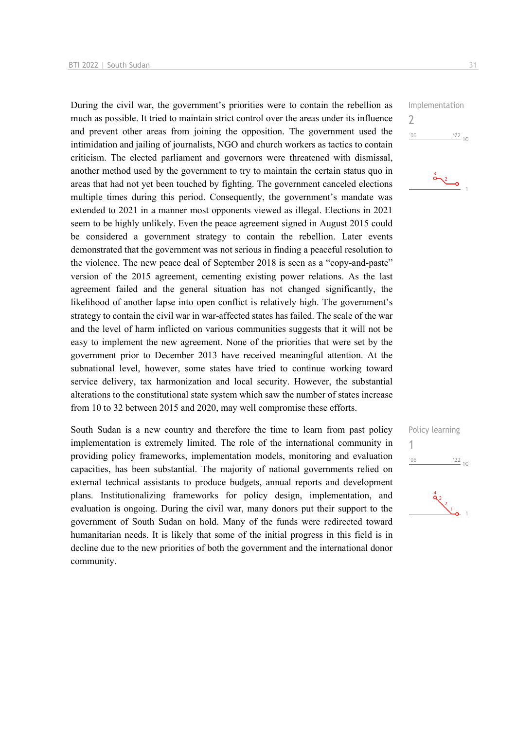During the civil war, the government's priorities were to contain the rebellion as much as possible. It tried to maintain strict control over the areas under its influence and prevent other areas from joining the opposition. The government used the intimidation and jailing of journalists, NGO and church workers as tactics to contain criticism. The elected parliament and governors were threatened with dismissal, another method used by the government to try to maintain the certain status quo in areas that had not yet been touched by fighting. The government canceled elections multiple times during this period. Consequently, the government's mandate was extended to 2021 in a manner most opponents viewed as illegal. Elections in 2021 seem to be highly unlikely. Even the peace agreement signed in August 2015 could be considered a government strategy to contain the rebellion. Later events demonstrated that the government was not serious in finding a peaceful resolution to the violence. The new peace deal of September 2018 is seen as a "copy-and-paste" version of the 2015 agreement, cementing existing power relations. As the last agreement failed and the general situation has not changed significantly, the likelihood of another lapse into open conflict is relatively high. The government's strategy to contain the civil war in war-affected states has failed. The scale of the war and the level of harm inflicted on various communities suggests that it will not be easy to implement the new agreement. None of the priorities that were set by the government prior to December 2013 have received meaningful attention. At the subnational level, however, some states have tried to continue working toward service delivery, tax harmonization and local security. However, the substantial alterations to the constitutional state system which saw the number of states increase from 10 to 32 between 2015 and 2020, may well compromise these efforts.

Implementation
2

South Sudan is a new country and therefore the time to learn from past policy implementation is extremely limited. The role of the international community in providing policy frameworks, implementation models, monitoring and evaluation capacities, has been substantial. The majority of national governments relied on external technical assistants to produce budgets, annual reports and development plans. Institutionalizing frameworks for policy design, implementation, and evaluation is ongoing. During the civil war, many donors put their support to the government of South Sudan on hold. Many of the funds were redirected toward humanitarian needs. It is likely that some of the initial progress in this field is in decline due to the new priorities of both the government and the international donor community.

Policy learning
1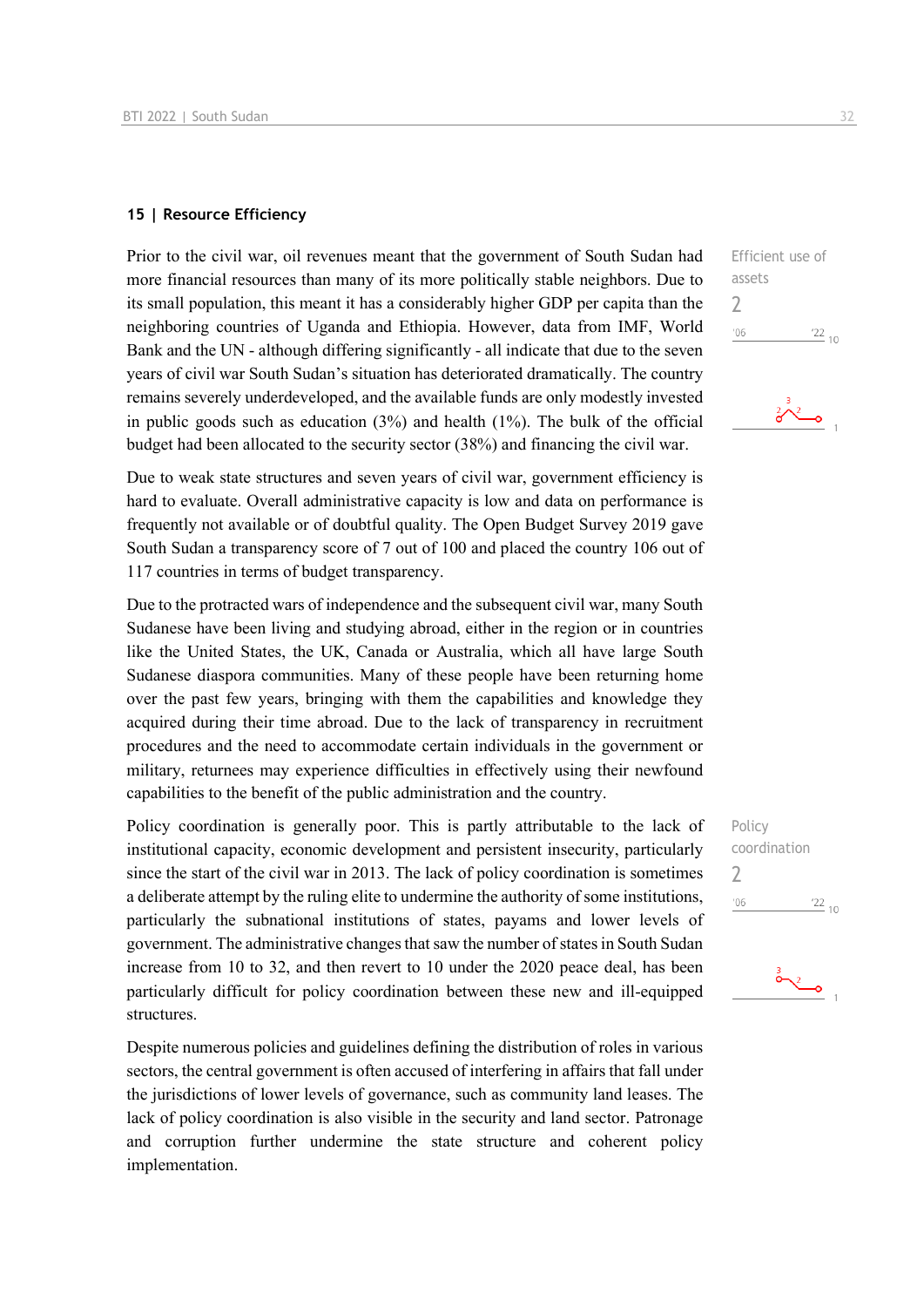## 15 | Resource Efficiency

Efficient use of assets

2

Prior to the civil war, oil revenues meant that the government of South Sudan had more financial resources than many of its more politically stable neighbors. Due to its small population, this meant it has a considerably higher GDP per capita than the neighboring countries of Uganda and Ethiopia. However, data from IMF, World Bank and the UN - although differing significantly - all indicate that due to the seven years of civil war South Sudan's situation has deteriorated dramatically. The country remains severely underdeveloped, and the available funds are only modestly invested in public goods such as education (3%) and health (1%). The bulk of the official budget had been allocated to the security sector (38%) and financing the civil war.

Due to weak state structures and seven years of civil war, government efficiency is hard to evaluate. Overall administrative capacity is low and data on performance is frequently not available or of doubtful quality. The Open Budget Survey 2019 gave South Sudan a transparency score of 7 out of 100 and placed the country 106 out of 117 countries in terms of budget transparency.

Due to the protracted wars of independence and the subsequent civil war, many South Sudanese have been living and studying abroad, either in the region or in countries like the United States, the UK, Canada or Australia, which all have large South Sudanese diaspora communities. Many of these people have been returning home over the past few years, bringing with them the capabilities and knowledge they acquired during their time abroad. Due to the lack of transparency in recruitment procedures and the need to accommodate certain individuals in the government or military, returnees may experience difficulties in effectively using their newfound capabilities to the benefit of the public administration and the country.

Policy coordination

2

Policy coordination is generally poor. This is partly attributable to the lack of institutional capacity, economic development and persistent insecurity, particularly since the start of the civil war in 2013. The lack of policy coordination is sometimes a deliberate attempt by the ruling elite to undermine the authority of some institutions, particularly the subnational institutions of states, payams and lower levels of government. The administrative changes that saw the number of states in South Sudan increase from 10 to 32, and then revert to 10 under the 2020 peace deal, has been particularly difficult for policy coordination between these new and ill-equipped structures.

Despite numerous policies and guidelines defining the distribution of roles in various sectors, the central government is often accused of interfering in affairs that fall under the jurisdictions of lower levels of governance, such as community land leases. The lack of policy coordination is also visible in the security and land sector. Patronage and corruption further undermine the state structure and coherent policy implementation.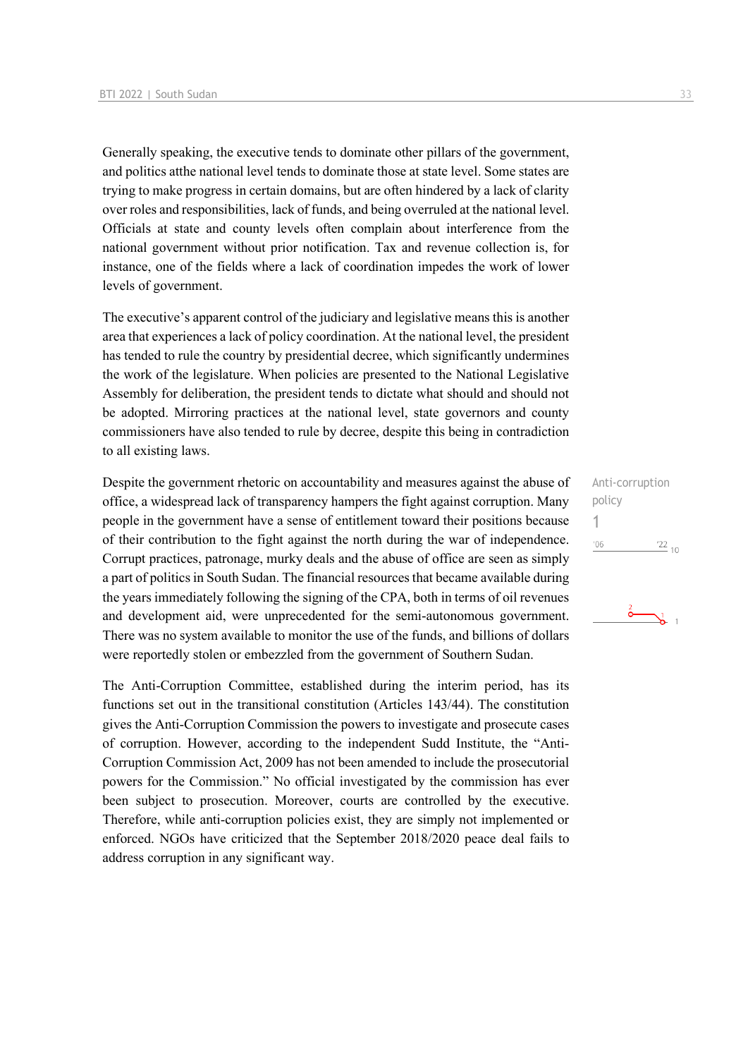Generally speaking, the executive tends to dominate other pillars of the government, and politics atthe national level tends to dominate those at state level. Some states are trying to make progress in certain domains, but are often hindered by a lack of clarity over roles and responsibilities, lack of funds, and being overruled at the national level. Officials at state and county levels often complain about interference from the national government without prior notification. Tax and revenue collection is, for instance, one of the fields where a lack of coordination impedes the work of lower levels of government.

The executive's apparent control of the judiciary and legislative means this is another area that experiences a lack of policy coordination. At the national level, the president has tended to rule the country by presidential decree, which significantly undermines the work of the legislature. When policies are presented to the National Legislative Assembly for deliberation, the president tends to dictate what should and should not be adopted. Mirroring practices at the national level, state governors and county commissioners have also tended to rule by decree, despite this being in contradiction to all existing laws.

Anti-corruption policy
1

Despite the government rhetoric on accountability and measures against the abuse of office, a widespread lack of transparency hampers the fight against corruption. Many people in the government have a sense of entitlement toward their positions because of their contribution to the fight against the north during the war of independence. Corrupt practices, patronage, murky deals and the abuse of office are seen as simply a part of politics in South Sudan. The financial resources that became available during the years immediately following the signing of the CPA, both in terms of oil revenues and development aid, were unprecedented for the semi-autonomous government. There was no system available to monitor the use of the funds, and billions of dollars were reportedly stolen or embezzled from the government of Southern Sudan.

The Anti-Corruption Committee, established during the interim period, has its functions set out in the transitional constitution (Articles 143/44). The constitution gives the Anti-Corruption Commission the powers to investigate and prosecute cases of corruption. However, according to the independent Sudd Institute, the "Anti-Corruption Commission Act, 2009 has not been amended to include the prosecutorial powers for the Commission." No official investigated by the commission has ever been subject to prosecution. Moreover, courts are controlled by the executive. Therefore, while anti-corruption policies exist, they are simply not implemented or enforced. NGOs have criticized that the September 2018/2020 peace deal fails to address corruption in any significant way.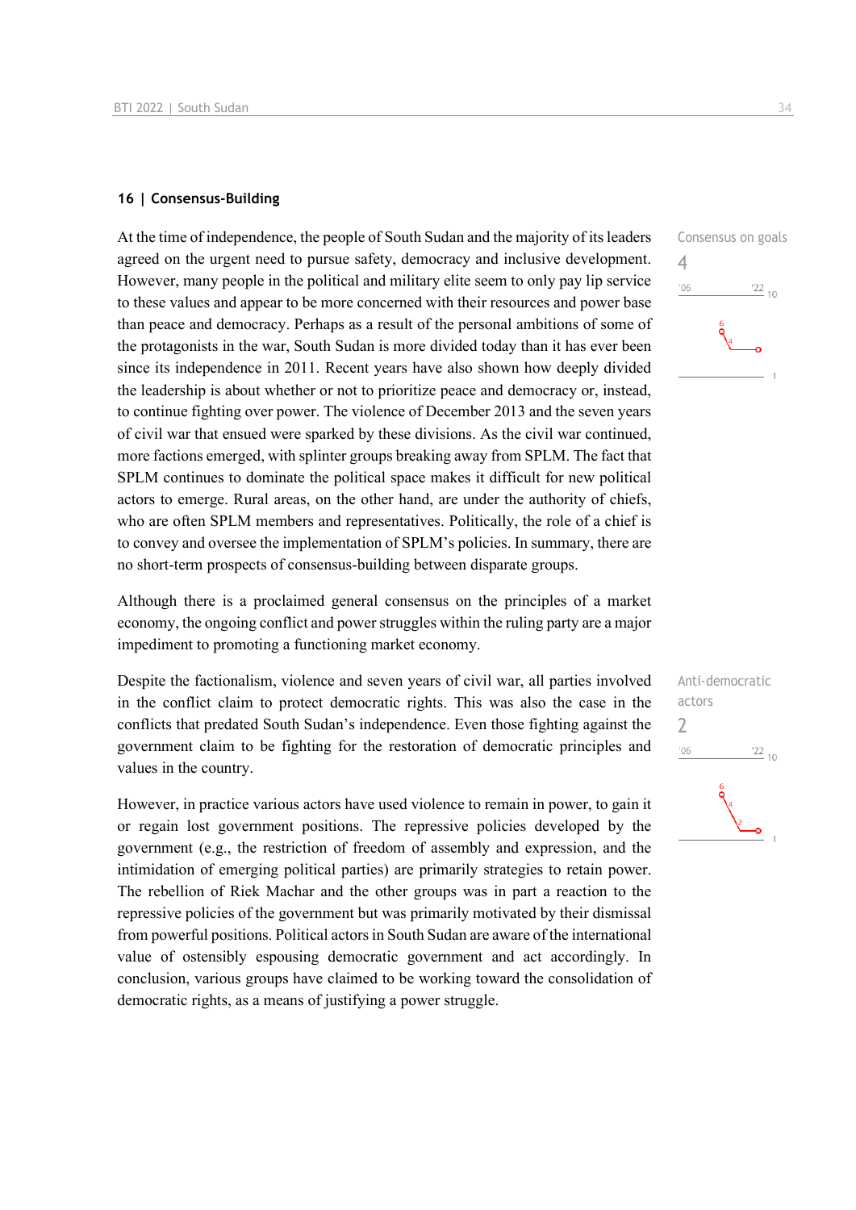## 16 | Consensus-Building

Consensus on goals

4

At the time of independence, the people of South Sudan and the majority of its leaders agreed on the urgent need to pursue safety, democracy and inclusive development. However, many people in the political and military elite seem to only pay lip service to these values and appear to be more concerned with their resources and power base than peace and democracy. Perhaps as a result of the personal ambitions of some of the protagonists in the war, South Sudan is more divided today than it has ever been since its independence in 2011. Recent years have also shown how deeply divided the leadership is about whether or not to prioritize peace and democracy or, instead, to continue fighting over power. The violence of December 2013 and the seven years of civil war that ensued were sparked by these divisions. As the civil war continued, more factions emerged, with splinter groups breaking away from SPLM. The fact that SPLM continues to dominate the political space makes it difficult for new political actors to emerge. Rural areas, on the other hand, are under the authority of chiefs, who are often SPLM members and representatives. Politically, the role of a chief is to convey and oversee the implementation of SPLM's policies. In summary, there are no short-term prospects of consensus-building between disparate groups.

Although there is a proclaimed general consensus on the principles of a market economy, the ongoing conflict and power struggles within the ruling party are a major impediment to promoting a functioning market economy.

Anti-democratic actors

2

Despite the factionalism, violence and seven years of civil war, all parties involved in the conflict claim to protect democratic rights. This was also the case in the conflicts that predated South Sudan's independence. Even those fighting against the government claim to be fighting for the restoration of democratic principles and values in the country.

However, in practice various actors have used violence to remain in power, to gain it or regain lost government positions. The repressive policies developed by the government (e.g., the restriction of freedom of assembly and expression, and the intimidation of emerging political parties) are primarily strategies to retain power. The rebellion of Riek Machar and the other groups was in part a reaction to the repressive policies of the government but was primarily motivated by their dismissal from powerful positions. Political actors in South Sudan are aware of the international value of ostensibly espousing democratic government and act accordingly. In conclusion, various groups have claimed to be working toward the consolidation of democratic rights, as a means of justifying a power struggle.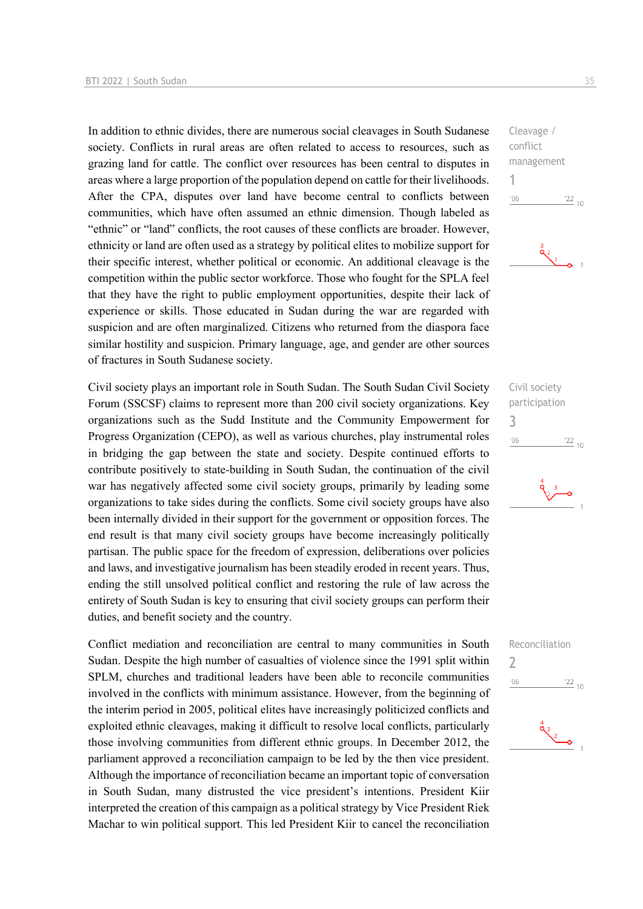In addition to ethnic divides, there are numerous social cleavages in South Sudanese society. Conflicts in rural areas are often related to access to resources, such as grazing land for cattle. The conflict over resources has been central to disputes in areas where a large proportion of the population depend on cattle for their livelihoods. After the CPA, disputes over land have become central to conflicts between communities, which have often assumed an ethnic dimension. Though labeled as "ethnic" or "land" conflicts, the root causes of these conflicts are broader. However, ethnicity or land are often used as a strategy by political elites to mobilize support for their specific interest, whether political or economic. An additional cleavage is the competition within the public sector workforce. Those who fought for the SPLA feel that they have the right to public employment opportunities, despite their lack of experience or skills. Those educated in Sudan during the war are regarded with suspicion and are often marginalized. Citizens who returned from the diaspora face similar hostility and suspicion. Primary language, age, and gender are other sources of fractures in South Sudanese society.

Cleavage / conflict management
1

Civil society plays an important role in South Sudan. The South Sudan Civil Society Forum (SSCSF) claims to represent more than 200 civil society organizations. Key organizations such as the Sudd Institute and the Community Empowerment for Progress Organization (CEPO), as well as various churches, play instrumental roles in bridging the gap between the state and society. Despite continued efforts to contribute positively to state-building in South Sudan, the continuation of the civil war has negatively affected some civil society groups, primarily by leading some organizations to take sides during the conflicts. Some civil society groups have also been internally divided in their support for the government or opposition forces. The end result is that many civil society groups have become increasingly politically partisan. The public space for the freedom of expression, deliberations over policies and laws, and investigative journalism has been steadily eroded in recent years. Thus, ending the still unsolved political conflict and restoring the rule of law across the entirety of South Sudan is key to ensuring that civil society groups can perform their duties, and benefit society and the country.

Civil society participation
3

Conflict mediation and reconciliation are central to many communities in South Sudan. Despite the high number of casualties of violence since the 1991 split within SPLM, churches and traditional leaders have been able to reconcile communities involved in the conflicts with minimum assistance. However, from the beginning of the interim period in 2005, political elites have increasingly politicized conflicts and exploited ethnic cleavages, making it difficult to resolve local conflicts, particularly those involving communities from different ethnic groups. In December 2012, the parliament approved a reconciliation campaign to be led by the then vice president. Although the importance of reconciliation became an important topic of conversation in South Sudan, many distrusted the vice president's intentions. President Kiir interpreted the creation of this campaign as a political strategy by Vice President Riek Machar to win political support. This led President Kiir to cancel the reconciliation

Reconciliation
2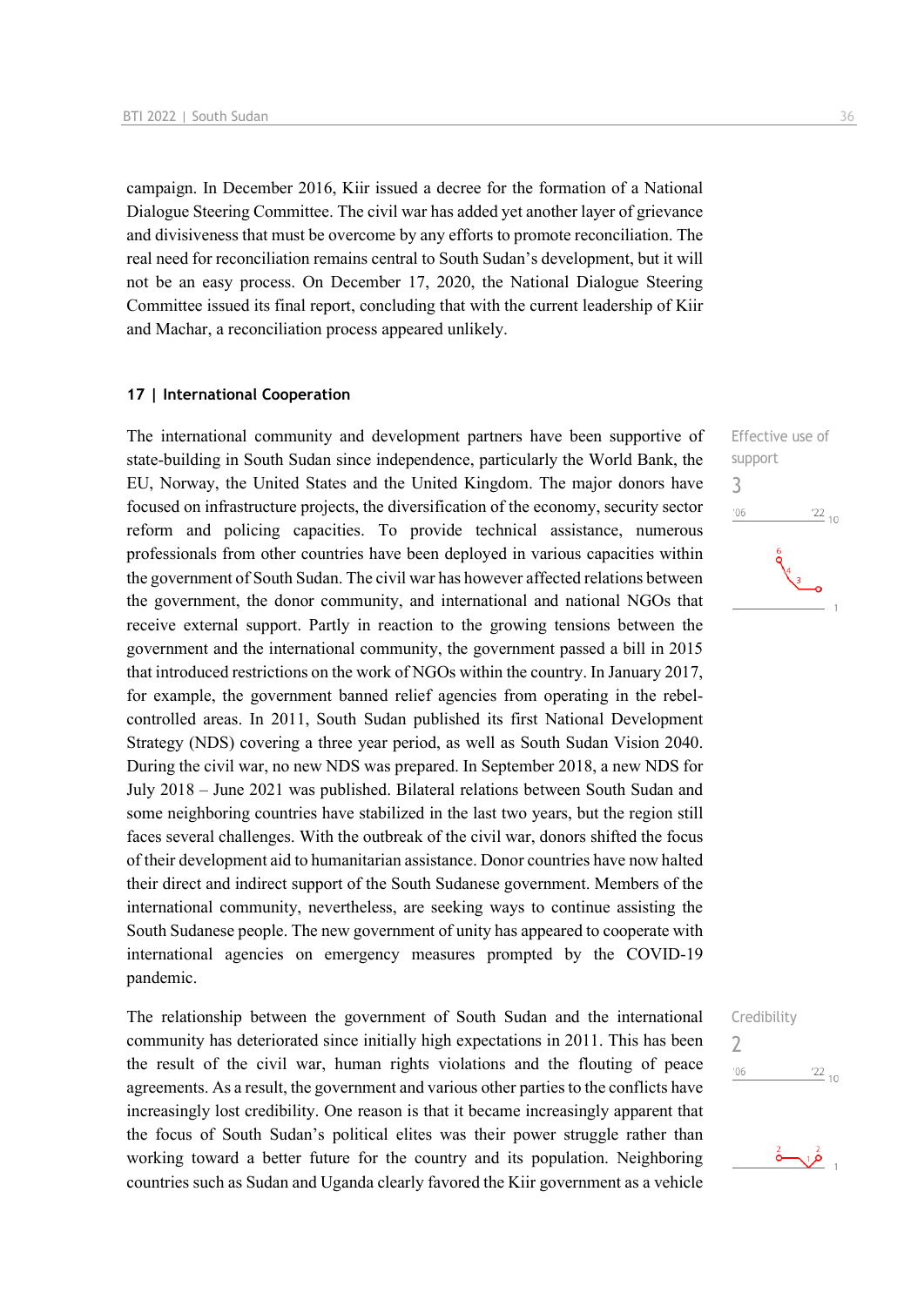campaign. In December 2016, Kiir issued a decree for the formation of a National Dialogue Steering Committee. The civil war has added yet another layer of grievance and divisiveness that must be overcome by any efforts to promote reconciliation. The real need for reconciliation remains central to South Sudan's development, but it will not be an easy process. On December 17, 2020, the National Dialogue Steering Committee issued its final report, concluding that with the current leadership of Kiir and Machar, a reconciliation process appeared unlikely.

### 17 | International Cooperation

Effective use of support
3

The international community and development partners have been supportive of state-building in South Sudan since independence, particularly the World Bank, the EU, Norway, the United States and the United Kingdom. The major donors have focused on infrastructure projects, the diversification of the economy, security sector reform and policing capacities. To provide technical assistance, numerous professionals from other countries have been deployed in various capacities within the government of South Sudan. The civil war has however affected relations between the government, the donor community, and international and national NGOs that receive external support. Partly in reaction to the growing tensions between the government and the international community, the government passed a bill in 2015 that introduced restrictions on the work of NGOs within the country. In January 2017, for example, the government banned relief agencies from operating in the rebel-controlled areas. In 2011, South Sudan published its first National Development Strategy (NDS) covering a three year period, as well as South Sudan Vision 2040. During the civil war, no new NDS was prepared. In September 2018, a new NDS for July 2018 – June 2021 was published. Bilateral relations between South Sudan and some neighboring countries have stabilized in the last two years, but the region still faces several challenges. With the outbreak of the civil war, donors shifted the focus of their development aid to humanitarian assistance. Donor countries have now halted their direct and indirect support of the South Sudanese government. Members of the international community, nevertheless, are seeking ways to continue assisting the South Sudanese people. The new government of unity has appeared to cooperate with international agencies on emergency measures prompted by the COVID-19 pandemic.

Credibility
2

The relationship between the government of South Sudan and the international community has deteriorated since initially high expectations in 2011. This has been the result of the civil war, human rights violations and the flouting of peace agreements. As a result, the government and various other parties to the conflicts have increasingly lost credibility. One reason is that it became increasingly apparent that the focus of South Sudan's political elites was their power struggle rather than working toward a better future for the country and its population. Neighboring countries such as Sudan and Uganda clearly favored the Kiir government as a vehicle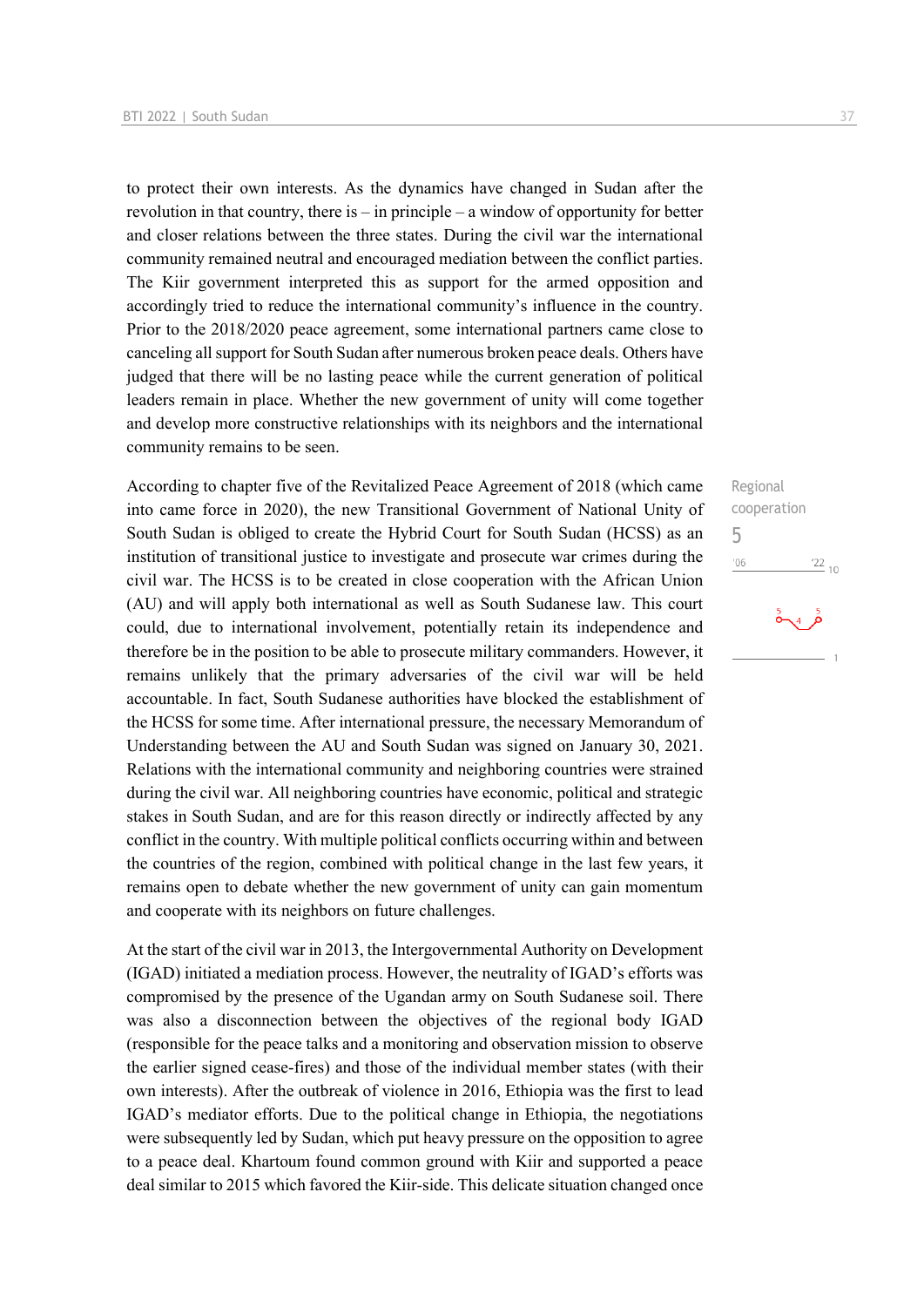to protect their own interests. As the dynamics have changed in Sudan after the revolution in that country, there is – in principle – a window of opportunity for better and closer relations between the three states. During the civil war the international community remained neutral and encouraged mediation between the conflict parties. The Kiir government interpreted this as support for the armed opposition and accordingly tried to reduce the international community's influence in the country. Prior to the 2018/2020 peace agreement, some international partners came close to canceling all support for South Sudan after numerous broken peace deals. Others have judged that there will be no lasting peace while the current generation of political leaders remain in place. Whether the new government of unity will come together and develop more constructive relationships with its neighbors and the international community remains to be seen.

Regional cooperation
5

According to chapter five of the Revitalized Peace Agreement of 2018 (which came into came force in 2020), the new Transitional Government of National Unity of South Sudan is obliged to create the Hybrid Court for South Sudan (HCSS) as an institution of transitional justice to investigate and prosecute war crimes during the civil war. The HCSS is to be created in close cooperation with the African Union (AU) and will apply both international as well as South Sudanese law. This court could, due to international involvement, potentially retain its independence and therefore be in the position to be able to prosecute military commanders. However, it remains unlikely that the primary adversaries of the civil war will be held accountable. In fact, South Sudanese authorities have blocked the establishment of the HCSS for some time. After international pressure, the necessary Memorandum of Understanding between the AU and South Sudan was signed on January 30, 2021. Relations with the international community and neighboring countries were strained during the civil war. All neighboring countries have economic, political and strategic stakes in South Sudan, and are for this reason directly or indirectly affected by any conflict in the country. With multiple political conflicts occurring within and between the countries of the region, combined with political change in the last few years, it remains open to debate whether the new government of unity can gain momentum and cooperate with its neighbors on future challenges.

At the start of the civil war in 2013, the Intergovernmental Authority on Development (IGAD) initiated a mediation process. However, the neutrality of IGAD's efforts was compromised by the presence of the Ugandan army on South Sudanese soil. There was also a disconnection between the objectives of the regional body IGAD (responsible for the peace talks and a monitoring and observation mission to observe the earlier signed cease-fires) and those of the individual member states (with their own interests). After the outbreak of violence in 2016, Ethiopia was the first to lead IGAD's mediator efforts. Due to the political change in Ethiopia, the negotiations were subsequently led by Sudan, which put heavy pressure on the opposition to agree to a peace deal. Khartoum found common ground with Kiir and supported a peace deal similar to 2015 which favored the Kiir-side. This delicate situation changed once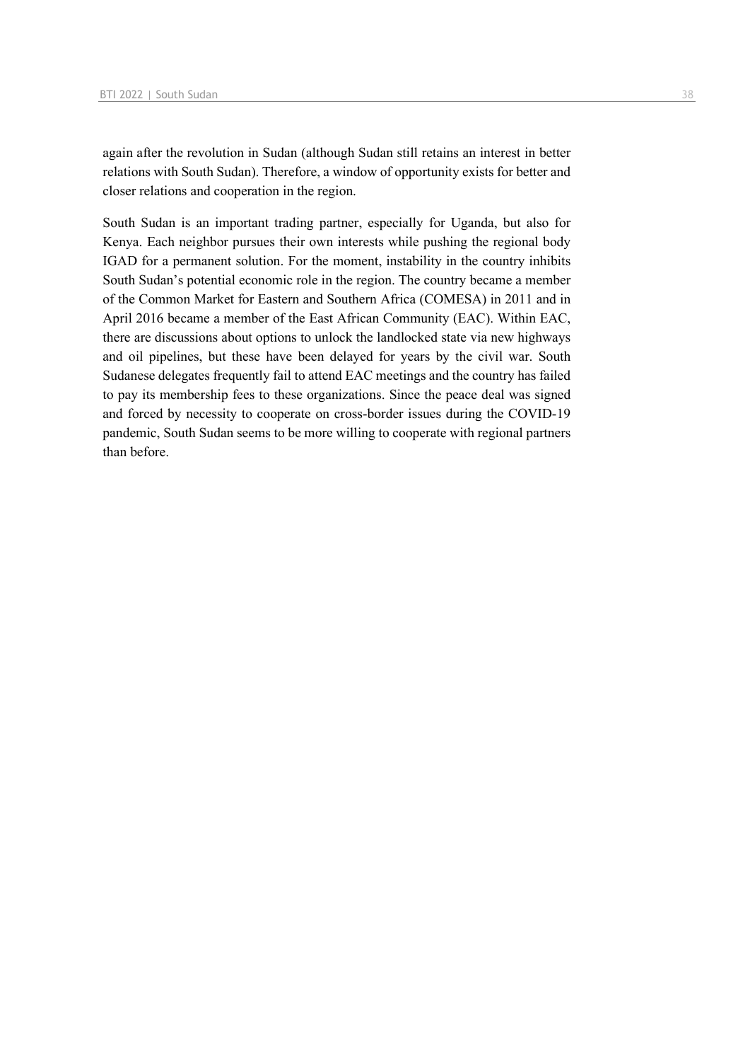again after the revolution in Sudan (although Sudan still retains an interest in better relations with South Sudan). Therefore, a window of opportunity exists for better and closer relations and cooperation in the region.

South Sudan is an important trading partner, especially for Uganda, but also for Kenya. Each neighbor pursues their own interests while pushing the regional body IGAD for a permanent solution. For the moment, instability in the country inhibits South Sudan's potential economic role in the region. The country became a member of the Common Market for Eastern and Southern Africa (COMESA) in 2011 and in April 2016 became a member of the East African Community (EAC). Within EAC, there are discussions about options to unlock the landlocked state via new highways and oil pipelines, but these have been delayed for years by the civil war. South Sudanese delegates frequently fail to attend EAC meetings and the country has failed to pay its membership fees to these organizations. Since the peace deal was signed and forced by necessity to cooperate on cross-border issues during the COVID-19 pandemic, South Sudan seems to be more willing to cooperate with regional partners than before.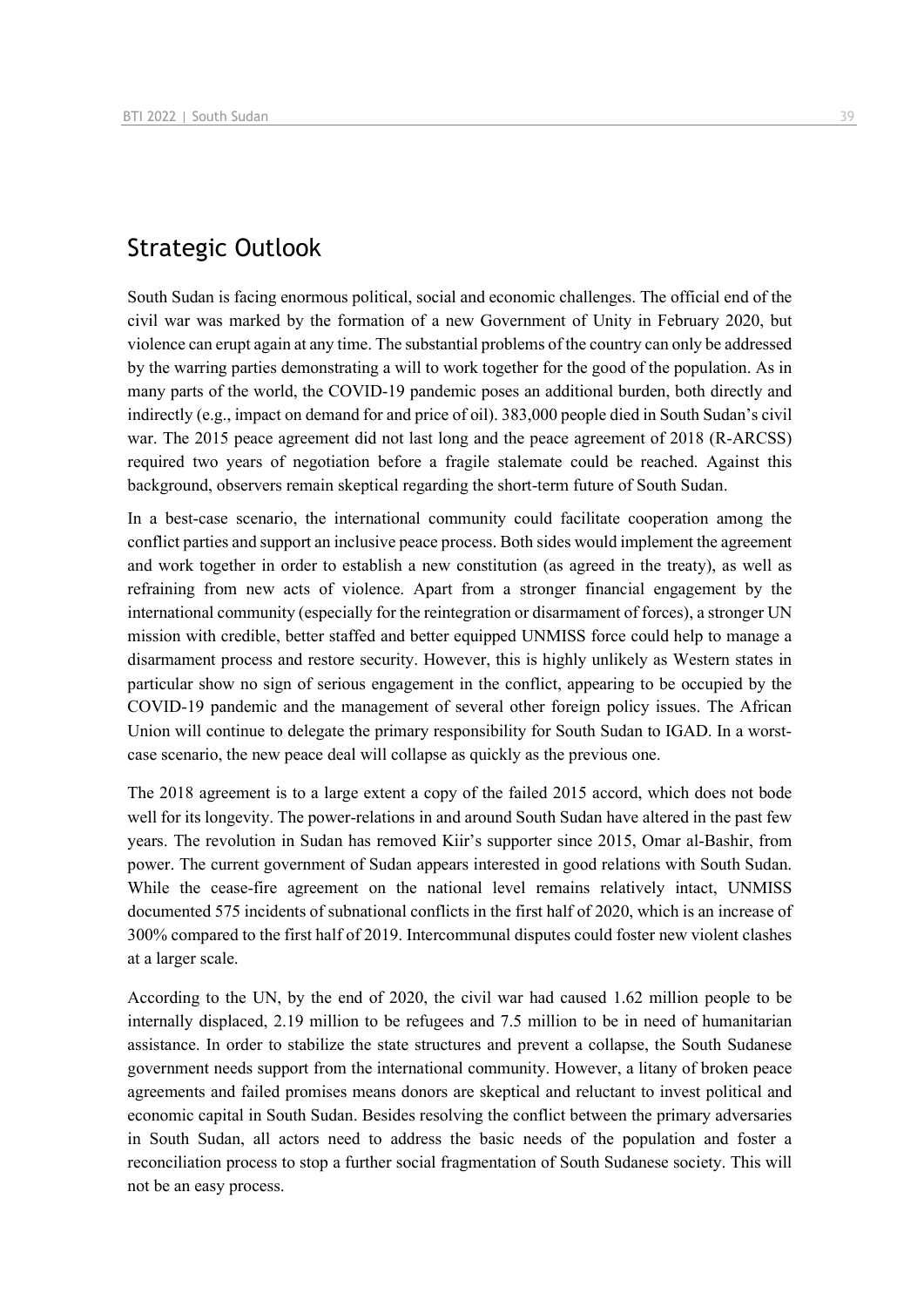## Strategic Outlook

South Sudan is facing enormous political, social and economic challenges. The official end of the civil war was marked by the formation of a new Government of Unity in February 2020, but violence can erupt again at any time. The substantial problems of the country can only be addressed by the warring parties demonstrating a will to work together for the good of the population. As in many parts of the world, the COVID-19 pandemic poses an additional burden, both directly and indirectly (e.g., impact on demand for and price of oil). 383,000 people died in South Sudan's civil war. The 2015 peace agreement did not last long and the peace agreement of 2018 (R-ARCSS) required two years of negotiation before a fragile stalemate could be reached. Against this background, observers remain skeptical regarding the short-term future of South Sudan.

In a best-case scenario, the international community could facilitate cooperation among the conflict parties and support an inclusive peace process. Both sides would implement the agreement and work together in order to establish a new constitution (as agreed in the treaty), as well as refraining from new acts of violence. Apart from a stronger financial engagement by the international community (especially for the reintegration or disarmament of forces), a stronger UN mission with credible, better staffed and better equipped UNMISS force could help to manage a disarmament process and restore security. However, this is highly unlikely as Western states in particular show no sign of serious engagement in the conflict, appearing to be occupied by the COVID-19 pandemic and the management of several other foreign policy issues. The African Union will continue to delegate the primary responsibility for South Sudan to IGAD. In a worst-case scenario, the new peace deal will collapse as quickly as the previous one.

The 2018 agreement is to a large extent a copy of the failed 2015 accord, which does not bode well for its longevity. The power-relations in and around South Sudan have altered in the past few years. The revolution in Sudan has removed Kiir's supporter since 2015, Omar al-Bashir, from power. The current government of Sudan appears interested in good relations with South Sudan. While the cease-fire agreement on the national level remains relatively intact, UNMISS documented 575 incidents of subnational conflicts in the first half of 2020, which is an increase of 300% compared to the first half of 2019. Intercommunal disputes could foster new violent clashes at a larger scale.

According to the UN, by the end of 2020, the civil war had caused 1.62 million people to be internally displaced, 2.19 million to be refugees and 7.5 million to be in need of humanitarian assistance. In order to stabilize the state structures and prevent a collapse, the South Sudanese government needs support from the international community. However, a litany of broken peace agreements and failed promises means donors are skeptical and reluctant to invest political and economic capital in South Sudan. Besides resolving the conflict between the primary adversaries in South Sudan, all actors need to address the basic needs of the population and foster a reconciliation process to stop a further social fragmentation of South Sudanese society. This will not be an easy process.